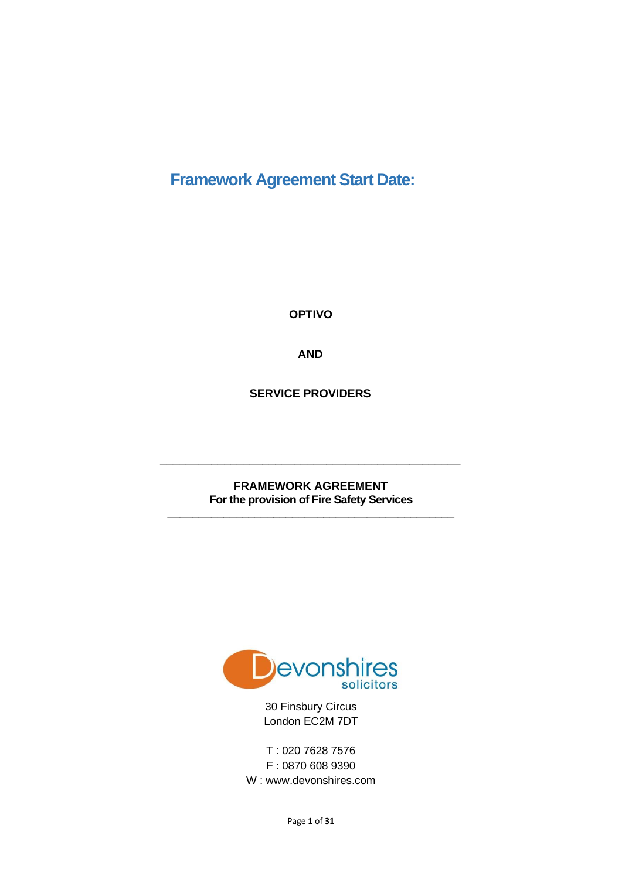# Framework Agreement Start Date:

**OPTIVO**

**AND**

**SERVICE PROVIDERS**

---

**FRAMEWORK AGREEMENT**
**For the provision of Fire Safety Services**

---

Devonshires solicitors

30 Finsbury Circus
London EC2M 7DT

T : 020 7628 7576
F : 0870 608 9390
W : www.devonshires.com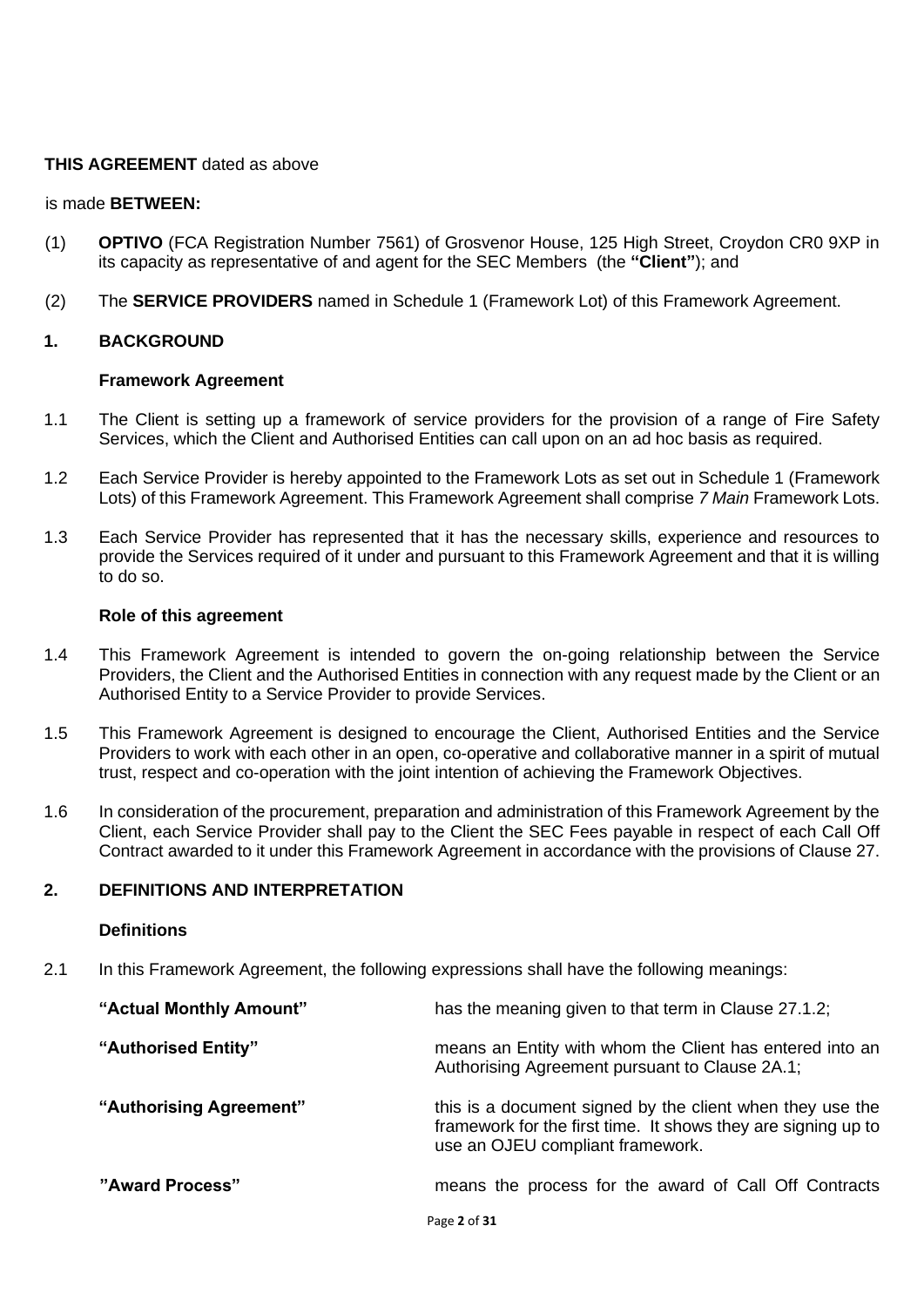**THIS AGREEMENT** dated as above

is made **BETWEEN:**

(1) **OPTIVO** (FCA Registration Number 7561) of Grosvenor House, 125 High Street, Croydon CR0 9XP in its capacity as representative of and agent for the SEC Members (the **"Client"**); and

(2) The **SERVICE PROVIDERS** named in Schedule 1 (Framework Lot) of this Framework Agreement.

## 1. BACKGROUND

### Framework Agreement

1.1 The Client is setting up a framework of service providers for the provision of a range of Fire Safety Services, which the Client and Authorised Entities can call upon on an ad hoc basis as required.

1.2 Each Service Provider is hereby appointed to the Framework Lots as set out in Schedule 1 (Framework Lots) of this Framework Agreement. This Framework Agreement shall comprise *7 Main* Framework Lots.

1.3 Each Service Provider has represented that it has the necessary skills, experience and resources to provide the Services required of it under and pursuant to this Framework Agreement and that it is willing to do so.

### Role of this agreement

1.4 This Framework Agreement is intended to govern the on-going relationship between the Service Providers, the Client and the Authorised Entities in connection with any request made by the Client or an Authorised Entity to a Service Provider to provide Services.

1.5 This Framework Agreement is designed to encourage the Client, Authorised Entities and the Service Providers to work with each other in an open, co-operative and collaborative manner in a spirit of mutual trust, respect and co-operation with the joint intention of achieving the Framework Objectives.

1.6 In consideration of the procurement, preparation and administration of this Framework Agreement by the Client, each Service Provider shall pay to the Client the SEC Fees payable in respect of each Call Off Contract awarded to it under this Framework Agreement in accordance with the provisions of Clause 27.

## 2. DEFINITIONS AND INTERPRETATION

### Definitions

2.1 In this Framework Agreement, the following expressions shall have the following meanings:

**"Actual Monthly Amount"** has the meaning given to that term in Clause 27.1.2;

**"Authorised Entity"** means an Entity with whom the Client has entered into an Authorising Agreement pursuant to Clause 2A.1;

**"Authorising Agreement"** this is a document signed by the client when they use the framework for the first time. It shows they are signing up to use an OJEU compliant framework.

**"Award Process"** means the process for the award of Call Off Contracts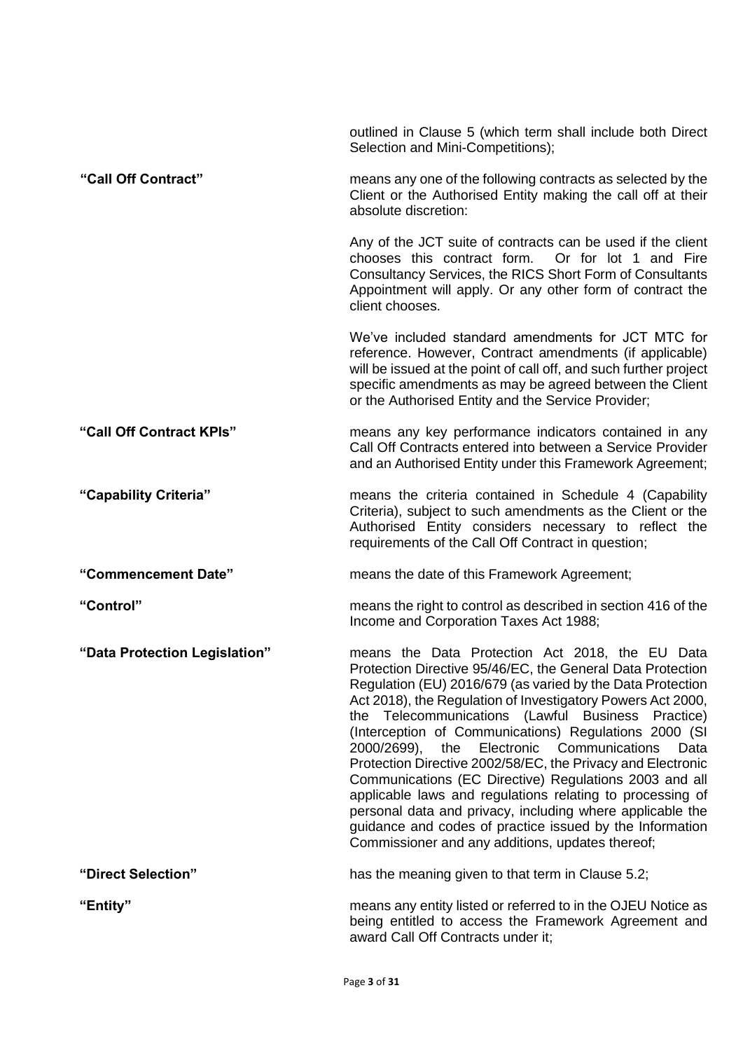outlined in Clause 5 (which term shall include both Direct Selection and Mini-Competitions);

**"Call Off Contract"** means any one of the following contracts as selected by the Client or the Authorised Entity making the call off at their absolute discretion:

Any of the JCT suite of contracts can be used if the client chooses this contract form. Or for lot 1 and Fire Consultancy Services, the RICS Short Form of Consultants Appointment will apply. Or any other form of contract the client chooses.

We've included standard amendments for JCT MTC for reference. However, Contract amendments (if applicable) will be issued at the point of call off, and such further project specific amendments as may be agreed between the Client or the Authorised Entity and the Service Provider;

**"Call Off Contract KPIs"** means any key performance indicators contained in any Call Off Contracts entered into between a Service Provider and an Authorised Entity under this Framework Agreement;

**"Capability Criteria"** means the criteria contained in Schedule 4 (Capability Criteria), subject to such amendments as the Client or the Authorised Entity considers necessary to reflect the requirements of the Call Off Contract in question;

**"Commencement Date"** means the date of this Framework Agreement;

**"Control"** means the right to control as described in section 416 of the Income and Corporation Taxes Act 1988;

**"Data Protection Legislation"** means the Data Protection Act 2018, the EU Data Protection Directive 95/46/EC, the General Data Protection Regulation (EU) 2016/679 (as varied by the Data Protection Act 2018), the Regulation of Investigatory Powers Act 2000, the Telecommunications (Lawful Business Practice) (Interception of Communications) Regulations 2000 (SI 2000/2699), the Electronic Communications Data Protection Directive 2002/58/EC, the Privacy and Electronic Communications (EC Directive) Regulations 2003 and all applicable laws and regulations relating to processing of personal data and privacy, including where applicable the guidance and codes of practice issued by the Information Commissioner and any additions, updates thereof;

**"Direct Selection"** has the meaning given to that term in Clause 5.2;

**"Entity"** means any entity listed or referred to in the OJEU Notice as being entitled to access the Framework Agreement and award Call Off Contracts under it;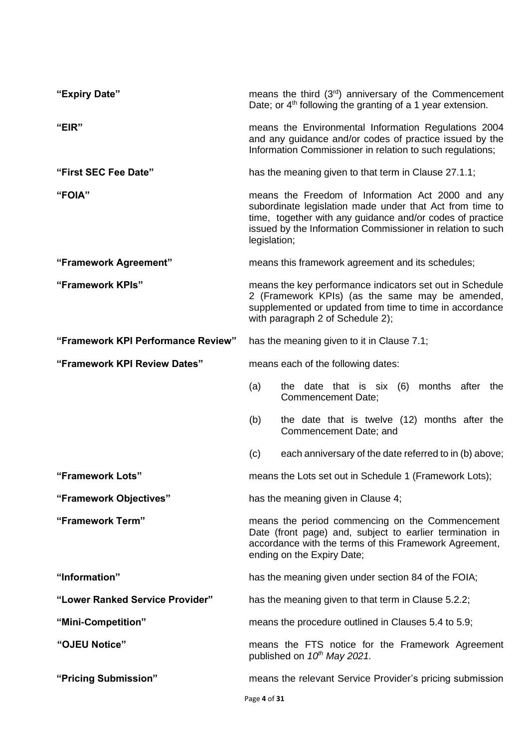**"Expiry Date"** means the third (3rd) anniversary of the Commencement Date; or 4th following the granting of a 1 year extension.

**"EIR"** means the Environmental Information Regulations 2004 and any guidance and/or codes of practice issued by the Information Commissioner in relation to such regulations;

**"First SEC Fee Date"** has the meaning given to that term in Clause 27.1.1;

**"FOIA"** means the Freedom of Information Act 2000 and any subordinate legislation made under that Act from time to time, together with any guidance and/or codes of practice issued by the Information Commissioner in relation to such legislation;

**"Framework Agreement"** means this framework agreement and its schedules;

**"Framework KPIs"** means the key performance indicators set out in Schedule 2 (Framework KPIs) (as the same may be amended, supplemented or updated from time to time in accordance with paragraph 2 of Schedule 2);

**"Framework KPI Performance Review"** has the meaning given to it in Clause 7.1;

**"Framework KPI Review Dates"** means each of the following dates:

(a) the date that is six (6) months after the Commencement Date;

(b) the date that is twelve (12) months after the Commencement Date; and

(c) each anniversary of the date referred to in (b) above;

**"Framework Lots"** means the Lots set out in Schedule 1 (Framework Lots);

**"Framework Objectives"** has the meaning given in Clause 4;

**"Framework Term"** means the period commencing on the Commencement Date (front page) and, subject to earlier termination in accordance with the terms of this Framework Agreement, ending on the Expiry Date;

**"Information"** has the meaning given under section 84 of the FOIA;

**"Lower Ranked Service Provider"** has the meaning given to that term in Clause 5.2.2;

**"Mini-Competition"** means the procedure outlined in Clauses 5.4 to 5.9;

**"OJEU Notice"** means the FTS notice for the Framework Agreement published on *10th May 2021.*

**"Pricing Submission"** means the relevant Service Provider's pricing submission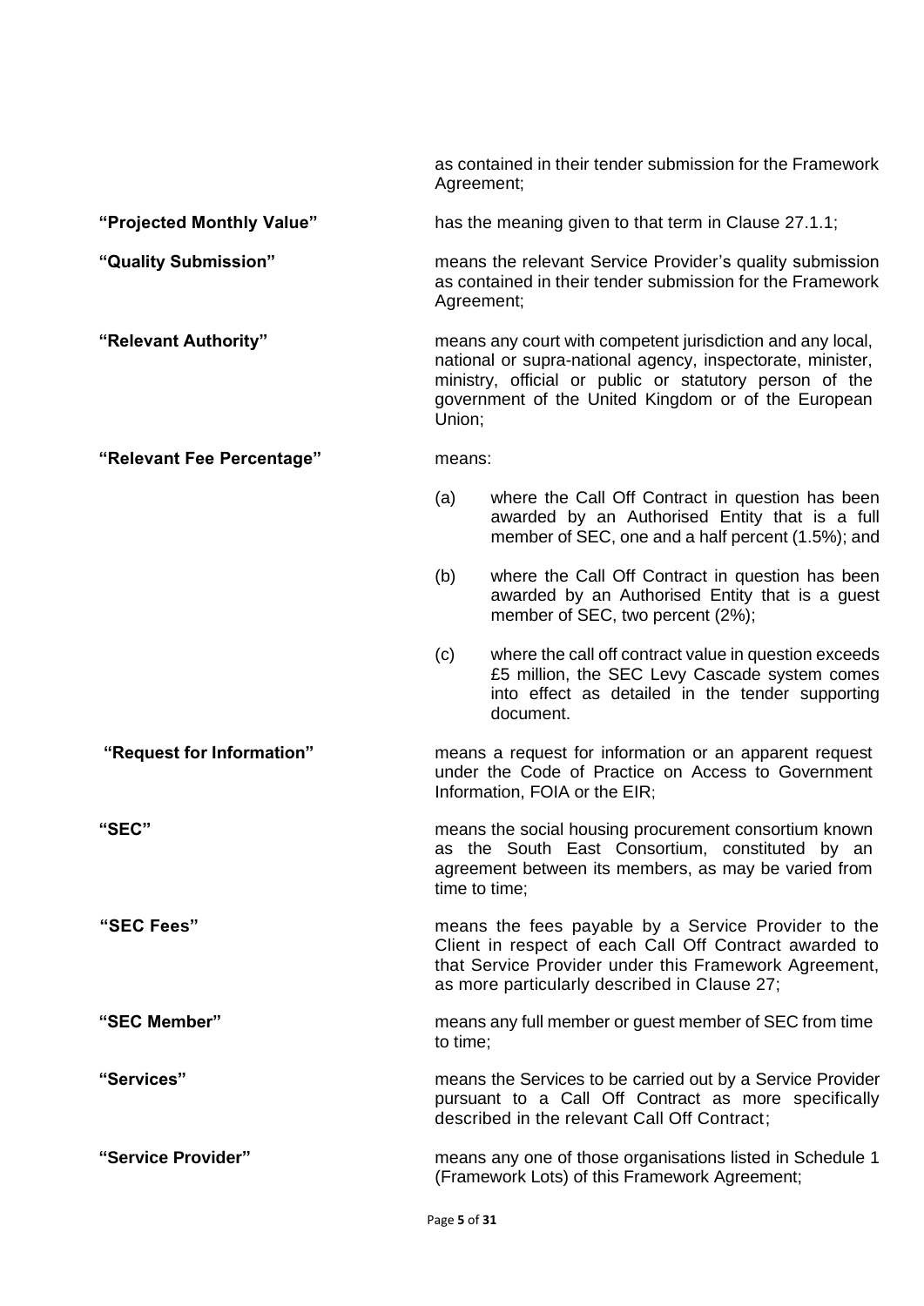as contained in their tender submission for the Framework Agreement;

**"Projected Monthly Value"** has the meaning given to that term in Clause 27.1.1;

**"Quality Submission"** means the relevant Service Provider's quality submission as contained in their tender submission for the Framework Agreement;

**"Relevant Authority"** means any court with competent jurisdiction and any local, national or supra-national agency, inspectorate, minister, ministry, official or public or statutory person of the government of the United Kingdom or of the European Union;

**"Relevant Fee Percentage"** means:

(a) where the Call Off Contract in question has been awarded by an Authorised Entity that is a full member of SEC, one and a half percent (1.5%); and

(b) where the Call Off Contract in question has been awarded by an Authorised Entity that is a guest member of SEC, two percent (2%);

(c) where the call off contract value in question exceeds £5 million, the SEC Levy Cascade system comes into effect as detailed in the tender supporting document.

**"Request for Information"** means a request for information or an apparent request under the Code of Practice on Access to Government Information, FOIA or the EIR;

**"SEC"** means the social housing procurement consortium known as the South East Consortium, constituted by an agreement between its members, as may be varied from time to time;

**"SEC Fees"** means the fees payable by a Service Provider to the Client in respect of each Call Off Contract awarded to that Service Provider under this Framework Agreement, as more particularly described in Clause 27;

**"SEC Member"** means any full member or guest member of SEC from time to time;

**"Services"** means the Services to be carried out by a Service Provider pursuant to a Call Off Contract as more specifically described in the relevant Call Off Contract;

**"Service Provider"** means any one of those organisations listed in Schedule 1 (Framework Lots) of this Framework Agreement;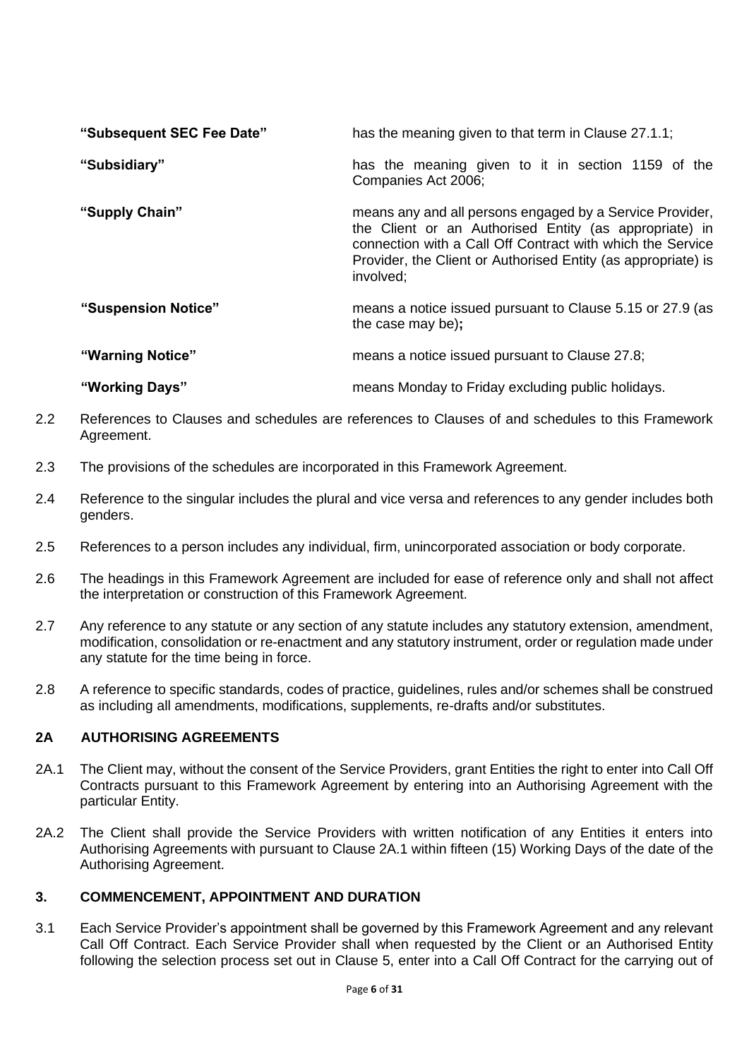| | |
|---|---|
| **"Subsequent SEC Fee Date"** | has the meaning given to that term in Clause 27.1.1; |
| **"Subsidiary"** | has the meaning given to it in section 1159 of the Companies Act 2006; |
| **"Supply Chain"** | means any and all persons engaged by a Service Provider, the Client or an Authorised Entity (as appropriate) in connection with a Call Off Contract with which the Service Provider, the Client or Authorised Entity (as appropriate) is involved; |
| **"Suspension Notice"** | means a notice issued pursuant to Clause 5.15 or 27.9 (as the case may be)**;** |
| **"Warning Notice"** | means a notice issued pursuant to Clause 27.8; |
| **"Working Days"** | means Monday to Friday excluding public holidays. |

2.2 References to Clauses and schedules are references to Clauses of and schedules to this Framework Agreement.

2.3 The provisions of the schedules are incorporated in this Framework Agreement.

2.4 Reference to the singular includes the plural and vice versa and references to any gender includes both genders.

2.5 References to a person includes any individual, firm, unincorporated association or body corporate.

2.6 The headings in this Framework Agreement are included for ease of reference only and shall not affect the interpretation or construction of this Framework Agreement.

2.7 Any reference to any statute or any section of any statute includes any statutory extension, amendment, modification, consolidation or re-enactment and any statutory instrument, order or regulation made under any statute for the time being in force.

2.8 A reference to specific standards, codes of practice, guidelines, rules and/or schemes shall be construed as including all amendments, modifications, supplements, re-drafts and/or substitutes.

## 2A AUTHORISING AGREEMENTS

2A.1 The Client may, without the consent of the Service Providers, grant Entities the right to enter into Call Off Contracts pursuant to this Framework Agreement by entering into an Authorising Agreement with the particular Entity.

2A.2 The Client shall provide the Service Providers with written notification of any Entities it enters into Authorising Agreements with pursuant to Clause 2A.1 within fifteen (15) Working Days of the date of the Authorising Agreement.

## 3. COMMENCEMENT, APPOINTMENT AND DURATION

3.1 Each Service Provider's appointment shall be governed by this Framework Agreement and any relevant Call Off Contract. Each Service Provider shall when requested by the Client or an Authorised Entity following the selection process set out in Clause 5, enter into a Call Off Contract for the carrying out of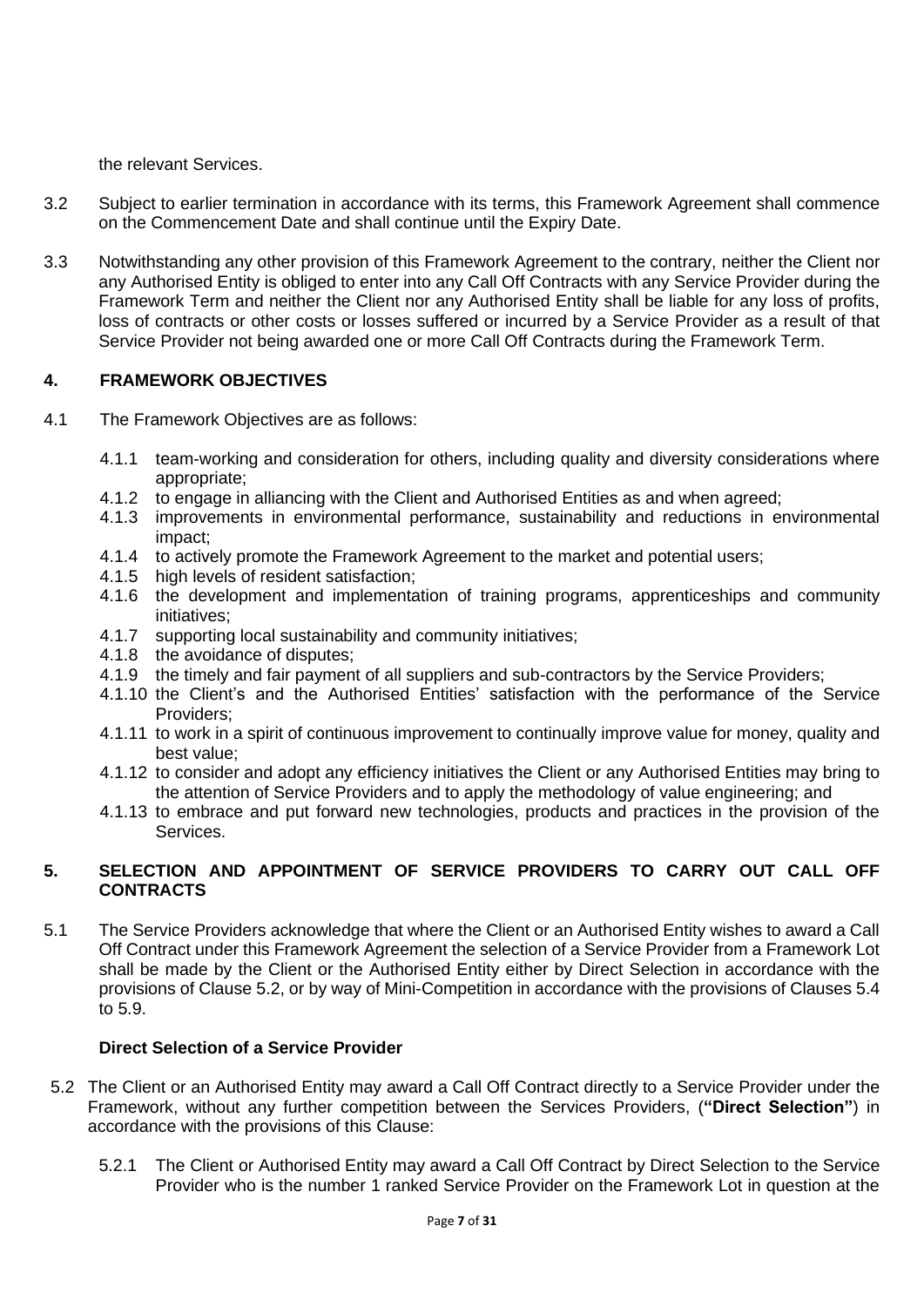the relevant Services.

3.2 Subject to earlier termination in accordance with its terms, this Framework Agreement shall commence on the Commencement Date and shall continue until the Expiry Date.

3.3 Notwithstanding any other provision of this Framework Agreement to the contrary, neither the Client nor any Authorised Entity is obliged to enter into any Call Off Contracts with any Service Provider during the Framework Term and neither the Client nor any Authorised Entity shall be liable for any loss of profits, loss of contracts or other costs or losses suffered or incurred by a Service Provider as a result of that Service Provider not being awarded one or more Call Off Contracts during the Framework Term.

## 4. FRAMEWORK OBJECTIVES

4.1 The Framework Objectives are as follows:

- 4.1.1 team-working and consideration for others, including quality and diversity considerations where appropriate;
- 4.1.2 to engage in alliancing with the Client and Authorised Entities as and when agreed;
- 4.1.3 improvements in environmental performance, sustainability and reductions in environmental impact;
- 4.1.4 to actively promote the Framework Agreement to the market and potential users;
- 4.1.5 high levels of resident satisfaction;
- 4.1.6 the development and implementation of training programs, apprenticeships and community initiatives;
- 4.1.7 supporting local sustainability and community initiatives;
- 4.1.8 the avoidance of disputes;
- 4.1.9 the timely and fair payment of all suppliers and sub-contractors by the Service Providers;
- 4.1.10 the Client's and the Authorised Entities' satisfaction with the performance of the Service Providers;
- 4.1.11 to work in a spirit of continuous improvement to continually improve value for money, quality and best value;
- 4.1.12 to consider and adopt any efficiency initiatives the Client or any Authorised Entities may bring to the attention of Service Providers and to apply the methodology of value engineering; and
- 4.1.13 to embrace and put forward new technologies, products and practices in the provision of the Services.

## 5. SELECTION AND APPOINTMENT OF SERVICE PROVIDERS TO CARRY OUT CALL OFF CONTRACTS

5.1 The Service Providers acknowledge that where the Client or an Authorised Entity wishes to award a Call Off Contract under this Framework Agreement the selection of a Service Provider from a Framework Lot shall be made by the Client or the Authorised Entity either by Direct Selection in accordance with the provisions of Clause 5.2, or by way of Mini-Competition in accordance with the provisions of Clauses 5.4 to 5.9.

**Direct Selection of a Service Provider**

5.2 The Client or an Authorised Entity may award a Call Off Contract directly to a Service Provider under the Framework, without any further competition between the Services Providers, (**"Direct Selection"**) in accordance with the provisions of this Clause:

- 5.2.1 The Client or Authorised Entity may award a Call Off Contract by Direct Selection to the Service Provider who is the number 1 ranked Service Provider on the Framework Lot in question at the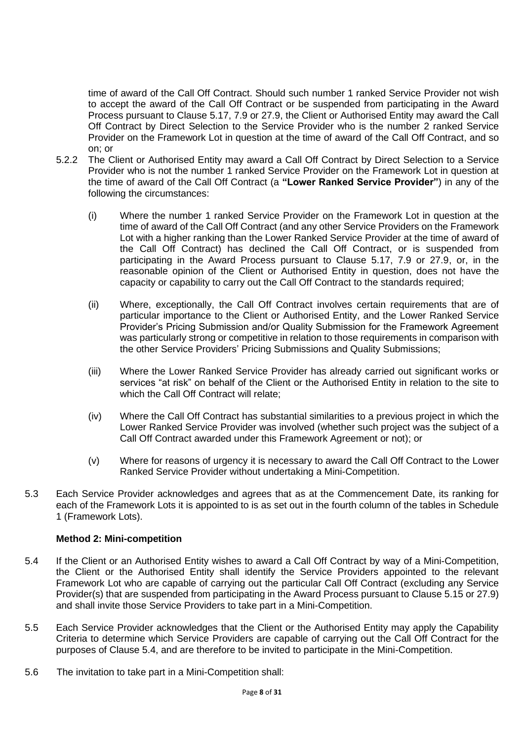time of award of the Call Off Contract. Should such number 1 ranked Service Provider not wish to accept the award of the Call Off Contract or be suspended from participating in the Award Process pursuant to Clause 5.17, 7.9 or 27.9, the Client or Authorised Entity may award the Call Off Contract by Direct Selection to the Service Provider who is the number 2 ranked Service Provider on the Framework Lot in question at the time of award of the Call Off Contract, and so on; or

5.2.2 The Client or Authorised Entity may award a Call Off Contract by Direct Selection to a Service Provider who is not the number 1 ranked Service Provider on the Framework Lot in question at the time of award of the Call Off Contract (a **"Lower Ranked Service Provider"**) in any of the following the circumstances:

(i) Where the number 1 ranked Service Provider on the Framework Lot in question at the time of award of the Call Off Contract (and any other Service Providers on the Framework Lot with a higher ranking than the Lower Ranked Service Provider at the time of award of the Call Off Contract) has declined the Call Off Contract, or is suspended from participating in the Award Process pursuant to Clause 5.17, 7.9 or 27.9, or, in the reasonable opinion of the Client or Authorised Entity in question, does not have the capacity or capability to carry out the Call Off Contract to the standards required;

(ii) Where, exceptionally, the Call Off Contract involves certain requirements that are of particular importance to the Client or Authorised Entity, and the Lower Ranked Service Provider's Pricing Submission and/or Quality Submission for the Framework Agreement was particularly strong or competitive in relation to those requirements in comparison with the other Service Providers' Pricing Submissions and Quality Submissions;

(iii) Where the Lower Ranked Service Provider has already carried out significant works or services "at risk" on behalf of the Client or the Authorised Entity in relation to the site to which the Call Off Contract will relate;

(iv) Where the Call Off Contract has substantial similarities to a previous project in which the Lower Ranked Service Provider was involved (whether such project was the subject of a Call Off Contract awarded under this Framework Agreement or not); or

(v) Where for reasons of urgency it is necessary to award the Call Off Contract to the Lower Ranked Service Provider without undertaking a Mini-Competition.

5.3 Each Service Provider acknowledges and agrees that as at the Commencement Date, its ranking for each of the Framework Lots it is appointed to is as set out in the fourth column of the tables in Schedule 1 (Framework Lots).

**Method 2: Mini-competition**

5.4 If the Client or an Authorised Entity wishes to award a Call Off Contract by way of a Mini-Competition, the Client or the Authorised Entity shall identify the Service Providers appointed to the relevant Framework Lot who are capable of carrying out the particular Call Off Contract (excluding any Service Provider(s) that are suspended from participating in the Award Process pursuant to Clause 5.15 or 27.9) and shall invite those Service Providers to take part in a Mini-Competition.

5.5 Each Service Provider acknowledges that the Client or the Authorised Entity may apply the Capability Criteria to determine which Service Providers are capable of carrying out the Call Off Contract for the purposes of Clause 5.4, and are therefore to be invited to participate in the Mini-Competition.

5.6 The invitation to take part in a Mini-Competition shall: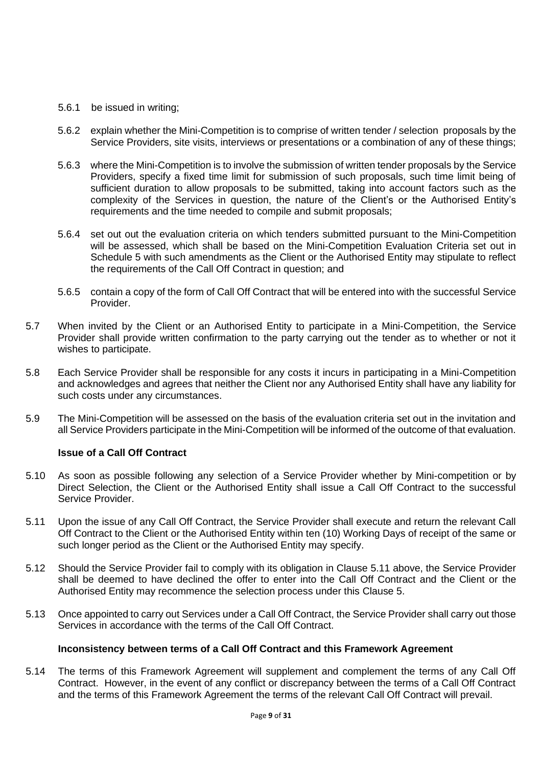5.6.1 be issued in writing;

5.6.2 explain whether the Mini-Competition is to comprise of written tender / selection proposals by the Service Providers, site visits, interviews or presentations or a combination of any of these things;

5.6.3 where the Mini-Competition is to involve the submission of written tender proposals by the Service Providers, specify a fixed time limit for submission of such proposals, such time limit being of sufficient duration to allow proposals to be submitted, taking into account factors such as the complexity of the Services in question, the nature of the Client's or the Authorised Entity's requirements and the time needed to compile and submit proposals;

5.6.4 set out out the evaluation criteria on which tenders submitted pursuant to the Mini-Competition will be assessed, which shall be based on the Mini-Competition Evaluation Criteria set out in Schedule 5 with such amendments as the Client or the Authorised Entity may stipulate to reflect the requirements of the Call Off Contract in question; and

5.6.5 contain a copy of the form of Call Off Contract that will be entered into with the successful Service Provider.

5.7 When invited by the Client or an Authorised Entity to participate in a Mini-Competition, the Service Provider shall provide written confirmation to the party carrying out the tender as to whether or not it wishes to participate.

5.8 Each Service Provider shall be responsible for any costs it incurs in participating in a Mini-Competition and acknowledges and agrees that neither the Client nor any Authorised Entity shall have any liability for such costs under any circumstances.

5.9 The Mini-Competition will be assessed on the basis of the evaluation criteria set out in the invitation and all Service Providers participate in the Mini-Competition will be informed of the outcome of that evaluation.

**Issue of a Call Off Contract**

5.10 As soon as possible following any selection of a Service Provider whether by Mini-competition or by Direct Selection, the Client or the Authorised Entity shall issue a Call Off Contract to the successful Service Provider.

5.11 Upon the issue of any Call Off Contract, the Service Provider shall execute and return the relevant Call Off Contract to the Client or the Authorised Entity within ten (10) Working Days of receipt of the same or such longer period as the Client or the Authorised Entity may specify.

5.12 Should the Service Provider fail to comply with its obligation in Clause 5.11 above, the Service Provider shall be deemed to have declined the offer to enter into the Call Off Contract and the Client or the Authorised Entity may recommence the selection process under this Clause 5.

5.13 Once appointed to carry out Services under a Call Off Contract, the Service Provider shall carry out those Services in accordance with the terms of the Call Off Contract.

**Inconsistency between terms of a Call Off Contract and this Framework Agreement**

5.14 The terms of this Framework Agreement will supplement and complement the terms of any Call Off Contract. However, in the event of any conflict or discrepancy between the terms of a Call Off Contract and the terms of this Framework Agreement the terms of the relevant Call Off Contract will prevail.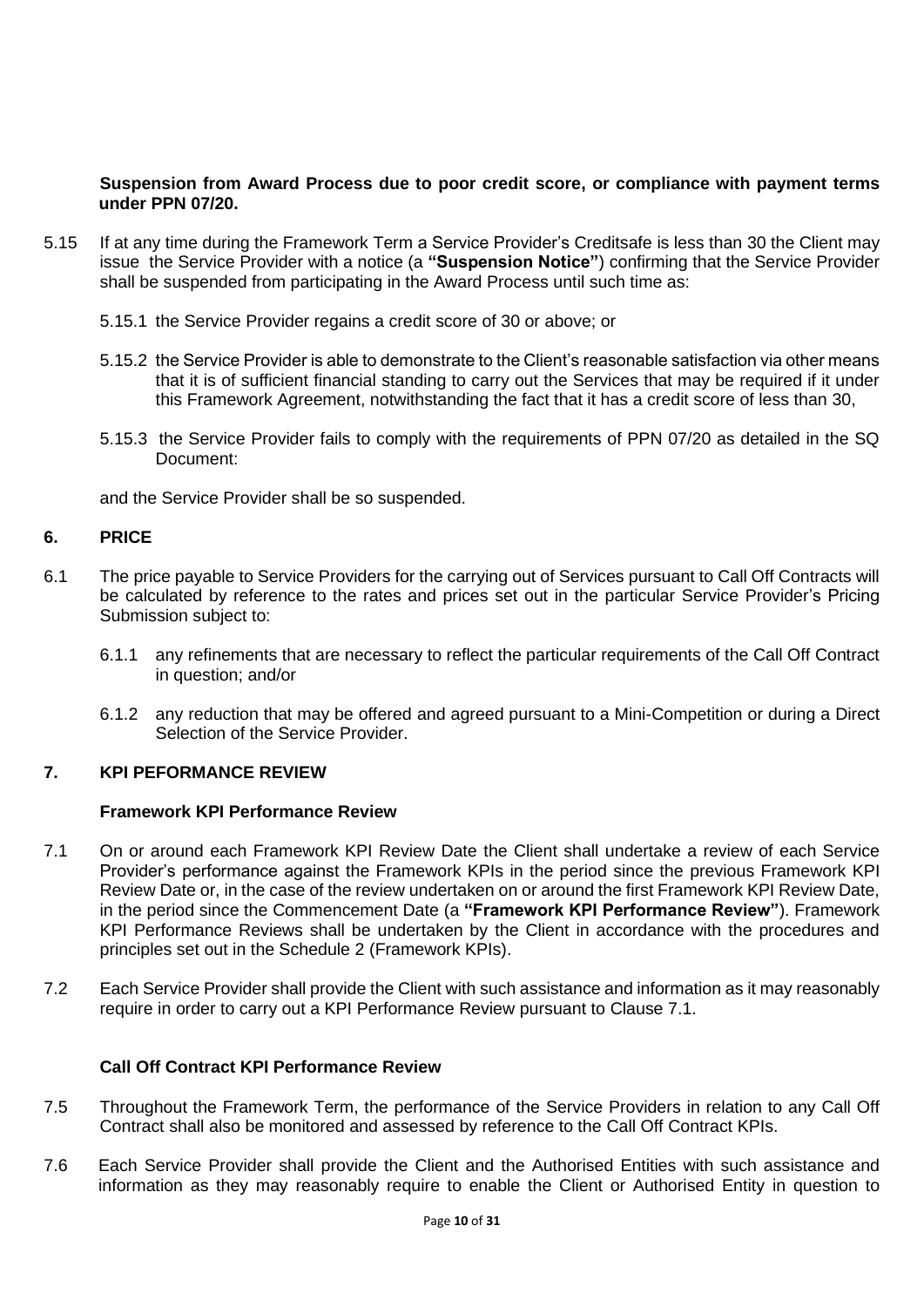**Suspension from Award Process due to poor credit score, or compliance with payment terms under PPN 07/20.**

5.15 If at any time during the Framework Term a Service Provider's Creditsafe is less than 30 the Client may issue the Service Provider with a notice (a **"Suspension Notice"**) confirming that the Service Provider shall be suspended from participating in the Award Process until such time as:

5.15.1 the Service Provider regains a credit score of 30 or above; or

5.15.2 the Service Provider is able to demonstrate to the Client's reasonable satisfaction via other means that it is of sufficient financial standing to carry out the Services that may be required if it under this Framework Agreement, notwithstanding the fact that it has a credit score of less than 30,

5.15.3 the Service Provider fails to comply with the requirements of PPN 07/20 as detailed in the SQ Document:

and the Service Provider shall be so suspended.

## 6. PRICE

6.1 The price payable to Service Providers for the carrying out of Services pursuant to Call Off Contracts will be calculated by reference to the rates and prices set out in the particular Service Provider's Pricing Submission subject to:

6.1.1 any refinements that are necessary to reflect the particular requirements of the Call Off Contract in question; and/or

6.1.2 any reduction that may be offered and agreed pursuant to a Mini-Competition or during a Direct Selection of the Service Provider.

## 7. KPI PEFORMANCE REVIEW

**Framework KPI Performance Review**

7.1 On or around each Framework KPI Review Date the Client shall undertake a review of each Service Provider's performance against the Framework KPIs in the period since the previous Framework KPI Review Date or, in the case of the review undertaken on or around the first Framework KPI Review Date, in the period since the Commencement Date (a **"Framework KPI Performance Review"**). Framework KPI Performance Reviews shall be undertaken by the Client in accordance with the procedures and principles set out in the Schedule 2 (Framework KPIs).

7.2 Each Service Provider shall provide the Client with such assistance and information as it may reasonably require in order to carry out a KPI Performance Review pursuant to Clause 7.1.

**Call Off Contract KPI Performance Review**

7.5 Throughout the Framework Term, the performance of the Service Providers in relation to any Call Off Contract shall also be monitored and assessed by reference to the Call Off Contract KPIs.

7.6 Each Service Provider shall provide the Client and the Authorised Entities with such assistance and information as they may reasonably require to enable the Client or Authorised Entity in question to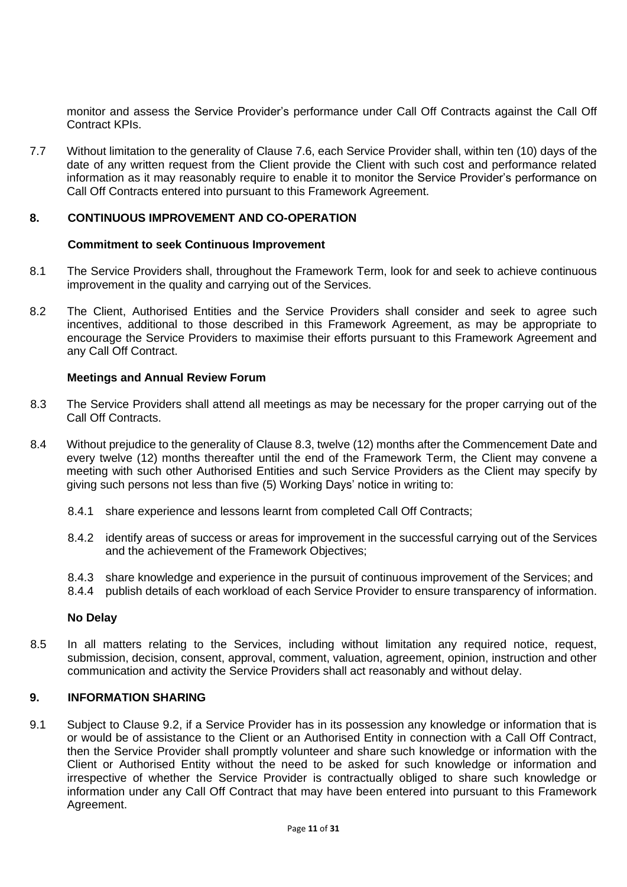monitor and assess the Service Provider's performance under Call Off Contracts against the Call Off Contract KPIs.

7.7 Without limitation to the generality of Clause 7.6, each Service Provider shall, within ten (10) days of the date of any written request from the Client provide the Client with such cost and performance related information as it may reasonably require to enable it to monitor the Service Provider's performance on Call Off Contracts entered into pursuant to this Framework Agreement.

## 8. CONTINUOUS IMPROVEMENT AND CO-OPERATION

### Commitment to seek Continuous Improvement

8.1 The Service Providers shall, throughout the Framework Term, look for and seek to achieve continuous improvement in the quality and carrying out of the Services.

8.2 The Client, Authorised Entities and the Service Providers shall consider and seek to agree such incentives, additional to those described in this Framework Agreement, as may be appropriate to encourage the Service Providers to maximise their efforts pursuant to this Framework Agreement and any Call Off Contract.

### Meetings and Annual Review Forum

8.3 The Service Providers shall attend all meetings as may be necessary for the proper carrying out of the Call Off Contracts.

8.4 Without prejudice to the generality of Clause 8.3, twelve (12) months after the Commencement Date and every twelve (12) months thereafter until the end of the Framework Term, the Client may convene a meeting with such other Authorised Entities and such Service Providers as the Client may specify by giving such persons not less than five (5) Working Days' notice in writing to:

8.4.1 share experience and lessons learnt from completed Call Off Contracts;

8.4.2 identify areas of success or areas for improvement in the successful carrying out of the Services and the achievement of the Framework Objectives;

8.4.3 share knowledge and experience in the pursuit of continuous improvement of the Services; and

8.4.4 publish details of each workload of each Service Provider to ensure transparency of information.

### No Delay

8.5 In all matters relating to the Services, including without limitation any required notice, request, submission, decision, consent, approval, comment, valuation, agreement, opinion, instruction and other communication and activity the Service Providers shall act reasonably and without delay.

## 9. INFORMATION SHARING

9.1 Subject to Clause 9.2, if a Service Provider has in its possession any knowledge or information that is or would be of assistance to the Client or an Authorised Entity in connection with a Call Off Contract, then the Service Provider shall promptly volunteer and share such knowledge or information with the Client or Authorised Entity without the need to be asked for such knowledge or information and irrespective of whether the Service Provider is contractually obliged to share such knowledge or information under any Call Off Contract that may have been entered into pursuant to this Framework Agreement.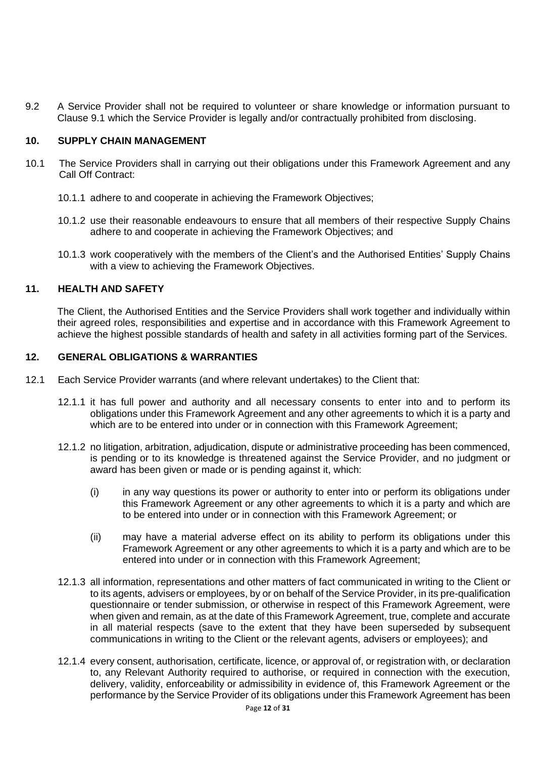9.2 A Service Provider shall not be required to volunteer or share knowledge or information pursuant to Clause 9.1 which the Service Provider is legally and/or contractually prohibited from disclosing.

## 10. SUPPLY CHAIN MANAGEMENT

10.1 The Service Providers shall in carrying out their obligations under this Framework Agreement and any Call Off Contract:

10.1.1 adhere to and cooperate in achieving the Framework Objectives;

10.1.2 use their reasonable endeavours to ensure that all members of their respective Supply Chains adhere to and cooperate in achieving the Framework Objectives; and

10.1.3 work cooperatively with the members of the Client's and the Authorised Entities' Supply Chains with a view to achieving the Framework Objectives.

## 11. HEALTH AND SAFETY

The Client, the Authorised Entities and the Service Providers shall work together and individually within their agreed roles, responsibilities and expertise and in accordance with this Framework Agreement to achieve the highest possible standards of health and safety in all activities forming part of the Services.

## 12. GENERAL OBLIGATIONS & WARRANTIES

12.1 Each Service Provider warrants (and where relevant undertakes) to the Client that:

12.1.1 it has full power and authority and all necessary consents to enter into and to perform its obligations under this Framework Agreement and any other agreements to which it is a party and which are to be entered into under or in connection with this Framework Agreement;

12.1.2 no litigation, arbitration, adjudication, dispute or administrative proceeding has been commenced, is pending or to its knowledge is threatened against the Service Provider, and no judgment or award has been given or made or is pending against it, which:

(i) in any way questions its power or authority to enter into or perform its obligations under this Framework Agreement or any other agreements to which it is a party and which are to be entered into under or in connection with this Framework Agreement; or

(ii) may have a material adverse effect on its ability to perform its obligations under this Framework Agreement or any other agreements to which it is a party and which are to be entered into under or in connection with this Framework Agreement;

12.1.3 all information, representations and other matters of fact communicated in writing to the Client or to its agents, advisers or employees, by or on behalf of the Service Provider, in its pre-qualification questionnaire or tender submission, or otherwise in respect of this Framework Agreement, were when given and remain, as at the date of this Framework Agreement, true, complete and accurate in all material respects (save to the extent that they have been superseded by subsequent communications in writing to the Client or the relevant agents, advisers or employees); and

12.1.4 every consent, authorisation, certificate, licence, or approval of, or registration with, or declaration to, any Relevant Authority required to authorise, or required in connection with the execution, delivery, validity, enforceability or admissibility in evidence of, this Framework Agreement or the performance by the Service Provider of its obligations under this Framework Agreement has been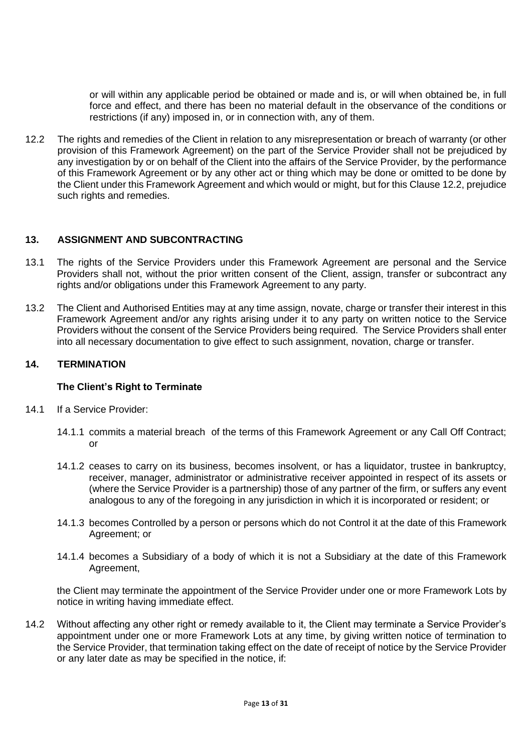or will within any applicable period be obtained or made and is, or will when obtained be, in full force and effect, and there has been no material default in the observance of the conditions or restrictions (if any) imposed in, or in connection with, any of them.

12.2 The rights and remedies of the Client in relation to any misrepresentation or breach of warranty (or other provision of this Framework Agreement) on the part of the Service Provider shall not be prejudiced by any investigation by or on behalf of the Client into the affairs of the Service Provider, by the performance of this Framework Agreement or by any other act or thing which may be done or omitted to be done by the Client under this Framework Agreement and which would or might, but for this Clause 12.2, prejudice such rights and remedies.

## 13. ASSIGNMENT AND SUBCONTRACTING

13.1 The rights of the Service Providers under this Framework Agreement are personal and the Service Providers shall not, without the prior written consent of the Client, assign, transfer or subcontract any rights and/or obligations under this Framework Agreement to any party.

13.2 The Client and Authorised Entities may at any time assign, novate, charge or transfer their interest in this Framework Agreement and/or any rights arising under it to any party on written notice to the Service Providers without the consent of the Service Providers being required. The Service Providers shall enter into all necessary documentation to give effect to such assignment, novation, charge or transfer.

## 14. TERMINATION

### The Client's Right to Terminate

14.1 If a Service Provider:

14.1.1 commits a material breach of the terms of this Framework Agreement or any Call Off Contract; or

14.1.2 ceases to carry on its business, becomes insolvent, or has a liquidator, trustee in bankruptcy, receiver, manager, administrator or administrative receiver appointed in respect of its assets or (where the Service Provider is a partnership) those of any partner of the firm, or suffers any event analogous to any of the foregoing in any jurisdiction in which it is incorporated or resident; or

14.1.3 becomes Controlled by a person or persons which do not Control it at the date of this Framework Agreement; or

14.1.4 becomes a Subsidiary of a body of which it is not a Subsidiary at the date of this Framework Agreement,

the Client may terminate the appointment of the Service Provider under one or more Framework Lots by notice in writing having immediate effect.

14.2 Without affecting any other right or remedy available to it, the Client may terminate a Service Provider's appointment under one or more Framework Lots at any time, by giving written notice of termination to the Service Provider, that termination taking effect on the date of receipt of notice by the Service Provider or any later date as may be specified in the notice, if: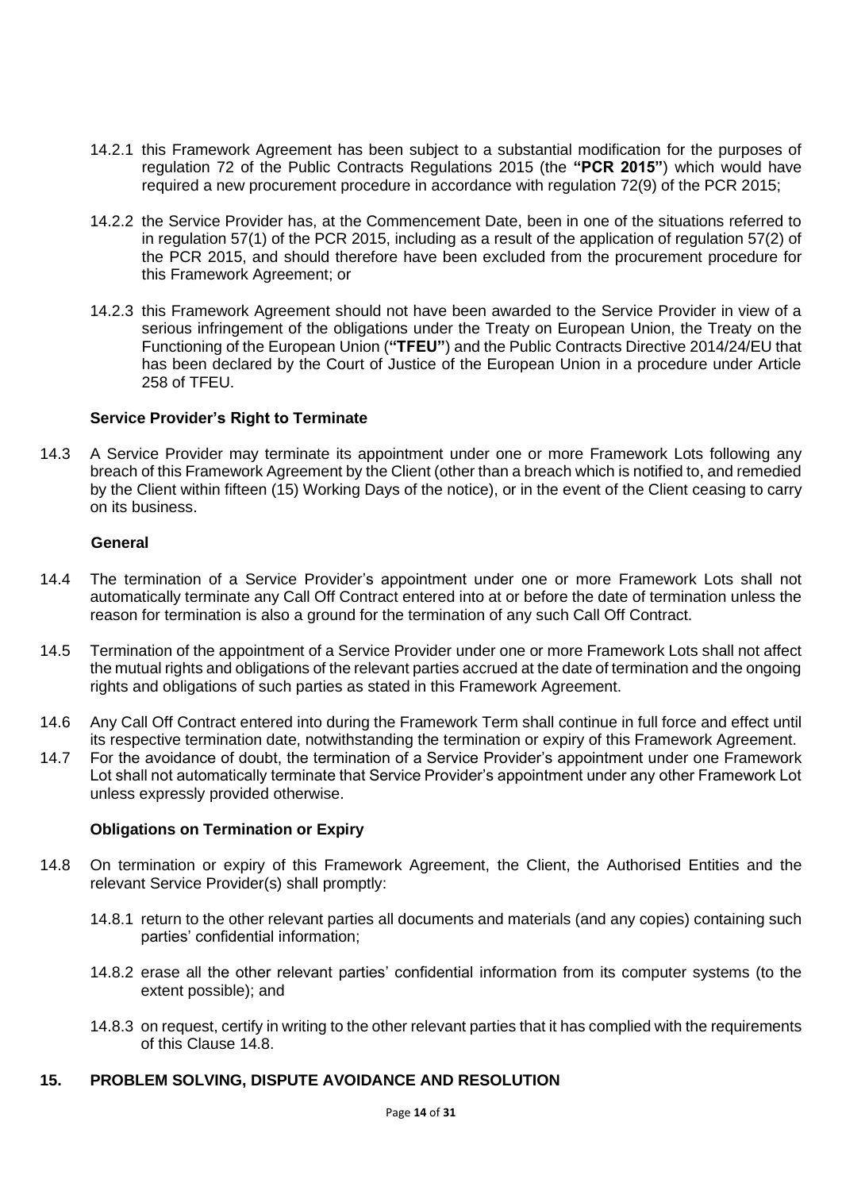14.2.1 this Framework Agreement has been subject to a substantial modification for the purposes of regulation 72 of the Public Contracts Regulations 2015 (the **"PCR 2015"**) which would have required a new procurement procedure in accordance with regulation 72(9) of the PCR 2015;

14.2.2 the Service Provider has, at the Commencement Date, been in one of the situations referred to in regulation 57(1) of the PCR 2015, including as a result of the application of regulation 57(2) of the PCR 2015, and should therefore have been excluded from the procurement procedure for this Framework Agreement; or

14.2.3 this Framework Agreement should not have been awarded to the Service Provider in view of a serious infringement of the obligations under the Treaty on European Union, the Treaty on the Functioning of the European Union (**"TFEU"**) and the Public Contracts Directive 2014/24/EU that has been declared by the Court of Justice of the European Union in a procedure under Article 258 of TFEU.

**Service Provider's Right to Terminate**

14.3 A Service Provider may terminate its appointment under one or more Framework Lots following any breach of this Framework Agreement by the Client (other than a breach which is notified to, and remedied by the Client within fifteen (15) Working Days of the notice), or in the event of the Client ceasing to carry on its business.

**General**

14.4 The termination of a Service Provider's appointment under one or more Framework Lots shall not automatically terminate any Call Off Contract entered into at or before the date of termination unless the reason for termination is also a ground for the termination of any such Call Off Contract.

14.5 Termination of the appointment of a Service Provider under one or more Framework Lots shall not affect the mutual rights and obligations of the relevant parties accrued at the date of termination and the ongoing rights and obligations of such parties as stated in this Framework Agreement.

14.6 Any Call Off Contract entered into during the Framework Term shall continue in full force and effect until its respective termination date, notwithstanding the termination or expiry of this Framework Agreement.

14.7 For the avoidance of doubt, the termination of a Service Provider's appointment under one Framework Lot shall not automatically terminate that Service Provider's appointment under any other Framework Lot unless expressly provided otherwise.

**Obligations on Termination or Expiry**

14.8 On termination or expiry of this Framework Agreement, the Client, the Authorised Entities and the relevant Service Provider(s) shall promptly:

14.8.1 return to the other relevant parties all documents and materials (and any copies) containing such parties' confidential information;

14.8.2 erase all the other relevant parties' confidential information from its computer systems (to the extent possible); and

14.8.3 on request, certify in writing to the other relevant parties that it has complied with the requirements of this Clause 14.8.

## 15. PROBLEM SOLVING, DISPUTE AVOIDANCE AND RESOLUTION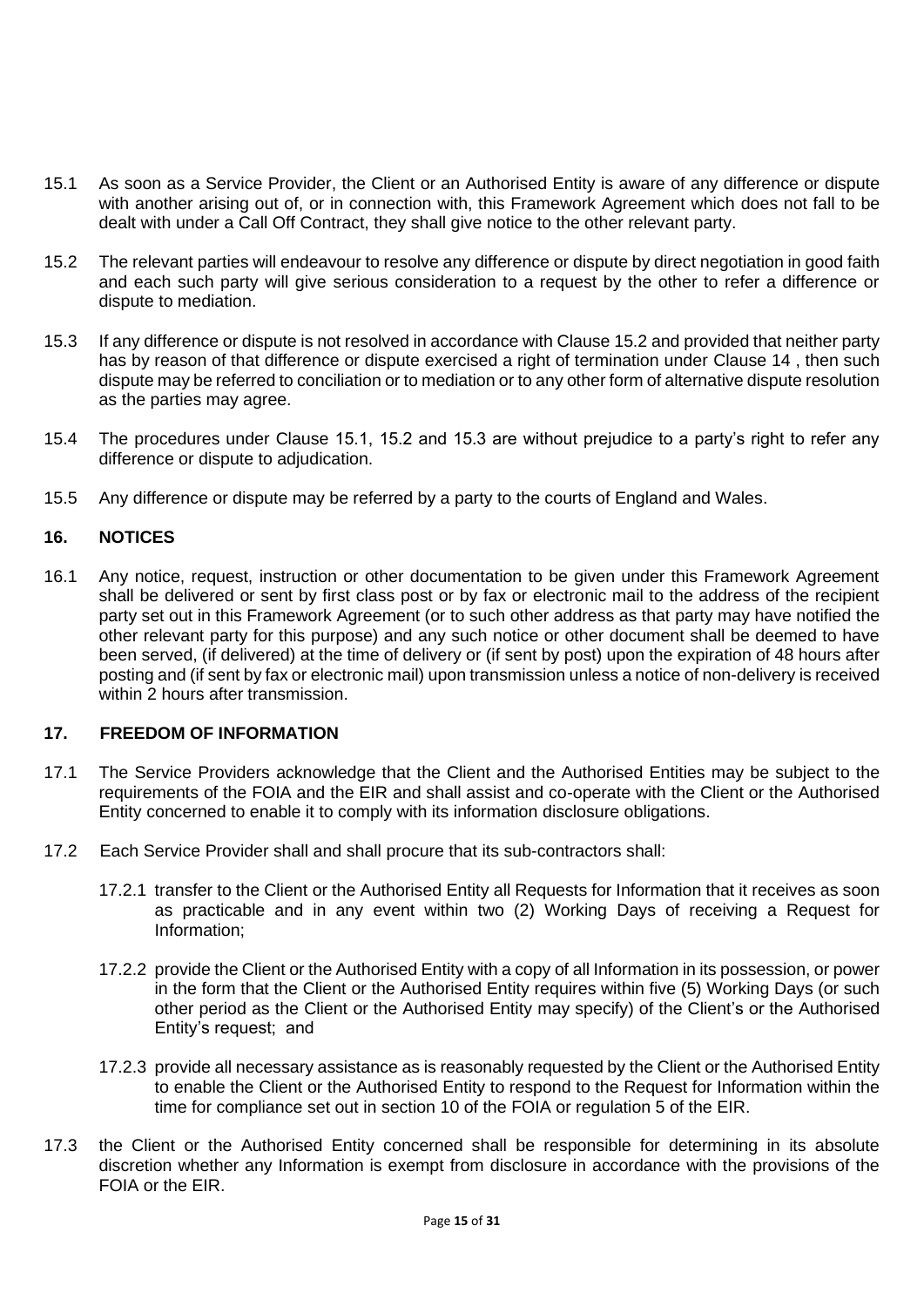15.1 As soon as a Service Provider, the Client or an Authorised Entity is aware of any difference or dispute with another arising out of, or in connection with, this Framework Agreement which does not fall to be dealt with under a Call Off Contract, they shall give notice to the other relevant party.

15.2 The relevant parties will endeavour to resolve any difference or dispute by direct negotiation in good faith and each such party will give serious consideration to a request by the other to refer a difference or dispute to mediation.

15.3 If any difference or dispute is not resolved in accordance with Clause 15.2 and provided that neither party has by reason of that difference or dispute exercised a right of termination under Clause 14 , then such dispute may be referred to conciliation or to mediation or to any other form of alternative dispute resolution as the parties may agree.

15.4 The procedures under Clause 15.1, 15.2 and 15.3 are without prejudice to a party's right to refer any difference or dispute to adjudication.

15.5 Any difference or dispute may be referred by a party to the courts of England and Wales.

## 16. NOTICES

16.1 Any notice, request, instruction or other documentation to be given under this Framework Agreement shall be delivered or sent by first class post or by fax or electronic mail to the address of the recipient party set out in this Framework Agreement (or to such other address as that party may have notified the other relevant party for this purpose) and any such notice or other document shall be deemed to have been served, (if delivered) at the time of delivery or (if sent by post) upon the expiration of 48 hours after posting and (if sent by fax or electronic mail) upon transmission unless a notice of non-delivery is received within 2 hours after transmission.

## 17. FREEDOM OF INFORMATION

17.1 The Service Providers acknowledge that the Client and the Authorised Entities may be subject to the requirements of the FOIA and the EIR and shall assist and co-operate with the Client or the Authorised Entity concerned to enable it to comply with its information disclosure obligations.

17.2 Each Service Provider shall and shall procure that its sub-contractors shall:

17.2.1 transfer to the Client or the Authorised Entity all Requests for Information that it receives as soon as practicable and in any event within two (2) Working Days of receiving a Request for Information;

17.2.2 provide the Client or the Authorised Entity with a copy of all Information in its possession, or power in the form that the Client or the Authorised Entity requires within five (5) Working Days (or such other period as the Client or the Authorised Entity may specify) of the Client's or the Authorised Entity's request; and

17.2.3 provide all necessary assistance as is reasonably requested by the Client or the Authorised Entity to enable the Client or the Authorised Entity to respond to the Request for Information within the time for compliance set out in section 10 of the FOIA or regulation 5 of the EIR.

17.3 the Client or the Authorised Entity concerned shall be responsible for determining in its absolute discretion whether any Information is exempt from disclosure in accordance with the provisions of the FOIA or the EIR.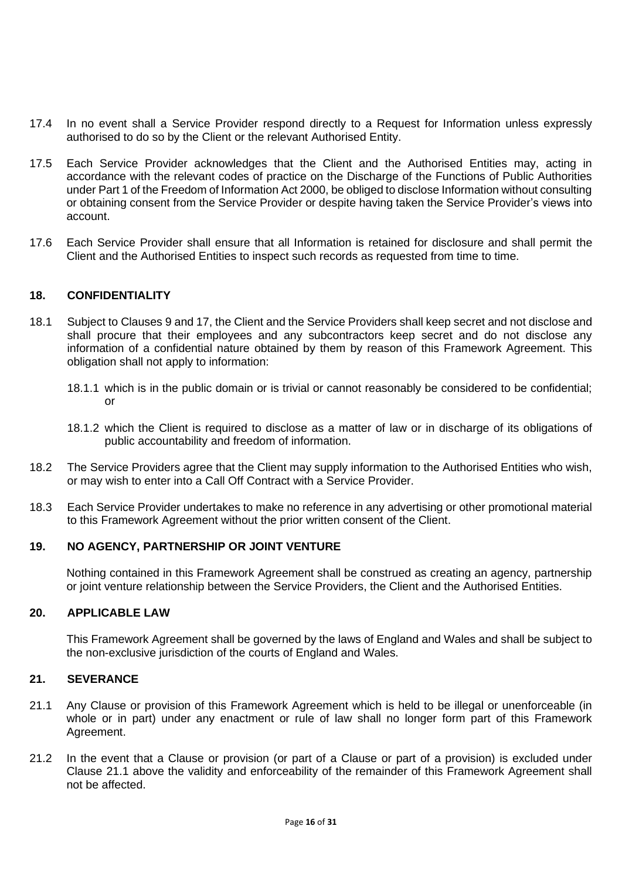17.4 In no event shall a Service Provider respond directly to a Request for Information unless expressly authorised to do so by the Client or the relevant Authorised Entity.

17.5 Each Service Provider acknowledges that the Client and the Authorised Entities may, acting in accordance with the relevant codes of practice on the Discharge of the Functions of Public Authorities under Part 1 of the Freedom of Information Act 2000, be obliged to disclose Information without consulting or obtaining consent from the Service Provider or despite having taken the Service Provider's views into account.

17.6 Each Service Provider shall ensure that all Information is retained for disclosure and shall permit the Client and the Authorised Entities to inspect such records as requested from time to time.

## 18. CONFIDENTIALITY

18.1 Subject to Clauses 9 and 17, the Client and the Service Providers shall keep secret and not disclose and shall procure that their employees and any subcontractors keep secret and do not disclose any information of a confidential nature obtained by them by reason of this Framework Agreement. This obligation shall not apply to information:

18.1.1 which is in the public domain or is trivial or cannot reasonably be considered to be confidential; or

18.1.2 which the Client is required to disclose as a matter of law or in discharge of its obligations of public accountability and freedom of information.

18.2 The Service Providers agree that the Client may supply information to the Authorised Entities who wish, or may wish to enter into a Call Off Contract with a Service Provider.

18.3 Each Service Provider undertakes to make no reference in any advertising or other promotional material to this Framework Agreement without the prior written consent of the Client.

## 19. NO AGENCY, PARTNERSHIP OR JOINT VENTURE

Nothing contained in this Framework Agreement shall be construed as creating an agency, partnership or joint venture relationship between the Service Providers, the Client and the Authorised Entities.

## 20. APPLICABLE LAW

This Framework Agreement shall be governed by the laws of England and Wales and shall be subject to the non-exclusive jurisdiction of the courts of England and Wales.

## 21. SEVERANCE

21.1 Any Clause or provision of this Framework Agreement which is held to be illegal or unenforceable (in whole or in part) under any enactment or rule of law shall no longer form part of this Framework Agreement.

21.2 In the event that a Clause or provision (or part of a Clause or part of a provision) is excluded under Clause 21.1 above the validity and enforceability of the remainder of this Framework Agreement shall not be affected.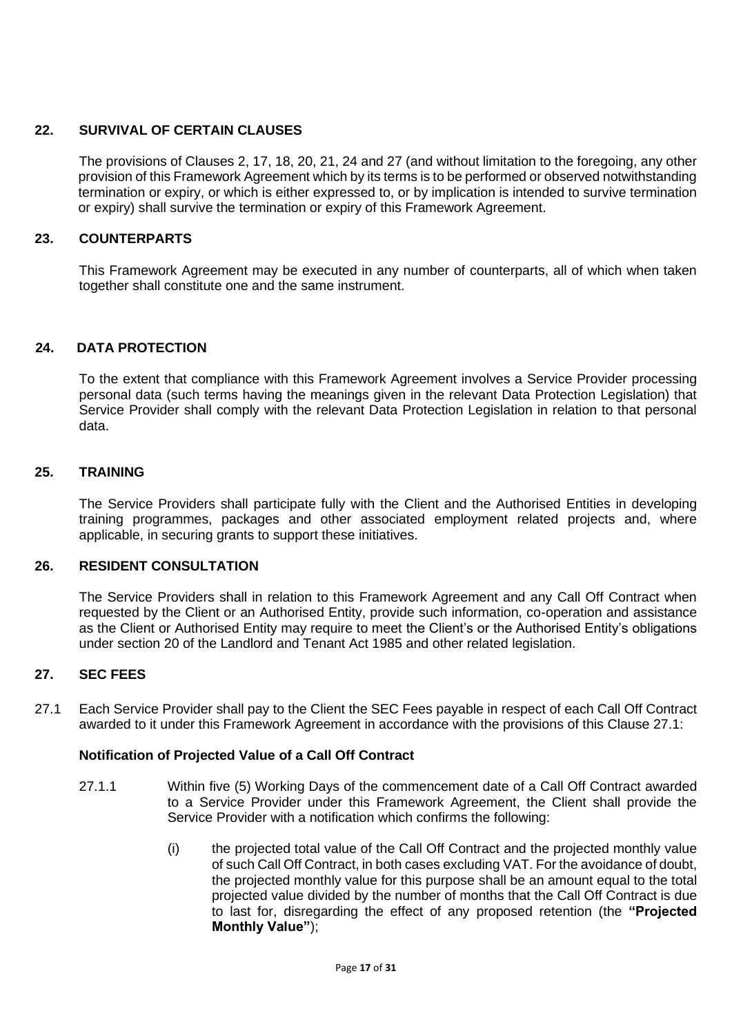## 22. SURVIVAL OF CERTAIN CLAUSES

The provisions of Clauses 2, 17, 18, 20, 21, 24 and 27 (and without limitation to the foregoing, any other provision of this Framework Agreement which by its terms is to be performed or observed notwithstanding termination or expiry, or which is either expressed to, or by implication is intended to survive termination or expiry) shall survive the termination or expiry of this Framework Agreement.

## 23. COUNTERPARTS

This Framework Agreement may be executed in any number of counterparts, all of which when taken together shall constitute one and the same instrument.

## 24. DATA PROTECTION

To the extent that compliance with this Framework Agreement involves a Service Provider processing personal data (such terms having the meanings given in the relevant Data Protection Legislation) that Service Provider shall comply with the relevant Data Protection Legislation in relation to that personal data.

## 25. TRAINING

The Service Providers shall participate fully with the Client and the Authorised Entities in developing training programmes, packages and other associated employment related projects and, where applicable, in securing grants to support these initiatives.

## 26. RESIDENT CONSULTATION

The Service Providers shall in relation to this Framework Agreement and any Call Off Contract when requested by the Client or an Authorised Entity, provide such information, co-operation and assistance as the Client or Authorised Entity may require to meet the Client's or the Authorised Entity's obligations under section 20 of the Landlord and Tenant Act 1985 and other related legislation.

## 27. SEC FEES

27.1 Each Service Provider shall pay to the Client the SEC Fees payable in respect of each Call Off Contract awarded to it under this Framework Agreement in accordance with the provisions of this Clause 27.1:

**Notification of Projected Value of a Call Off Contract**

27.1.1 Within five (5) Working Days of the commencement date of a Call Off Contract awarded to a Service Provider under this Framework Agreement, the Client shall provide the Service Provider with a notification which confirms the following:

(i) the projected total value of the Call Off Contract and the projected monthly value of such Call Off Contract, in both cases excluding VAT. For the avoidance of doubt, the projected monthly value for this purpose shall be an amount equal to the total projected value divided by the number of months that the Call Off Contract is due to last for, disregarding the effect of any proposed retention (the **"Projected Monthly Value"**);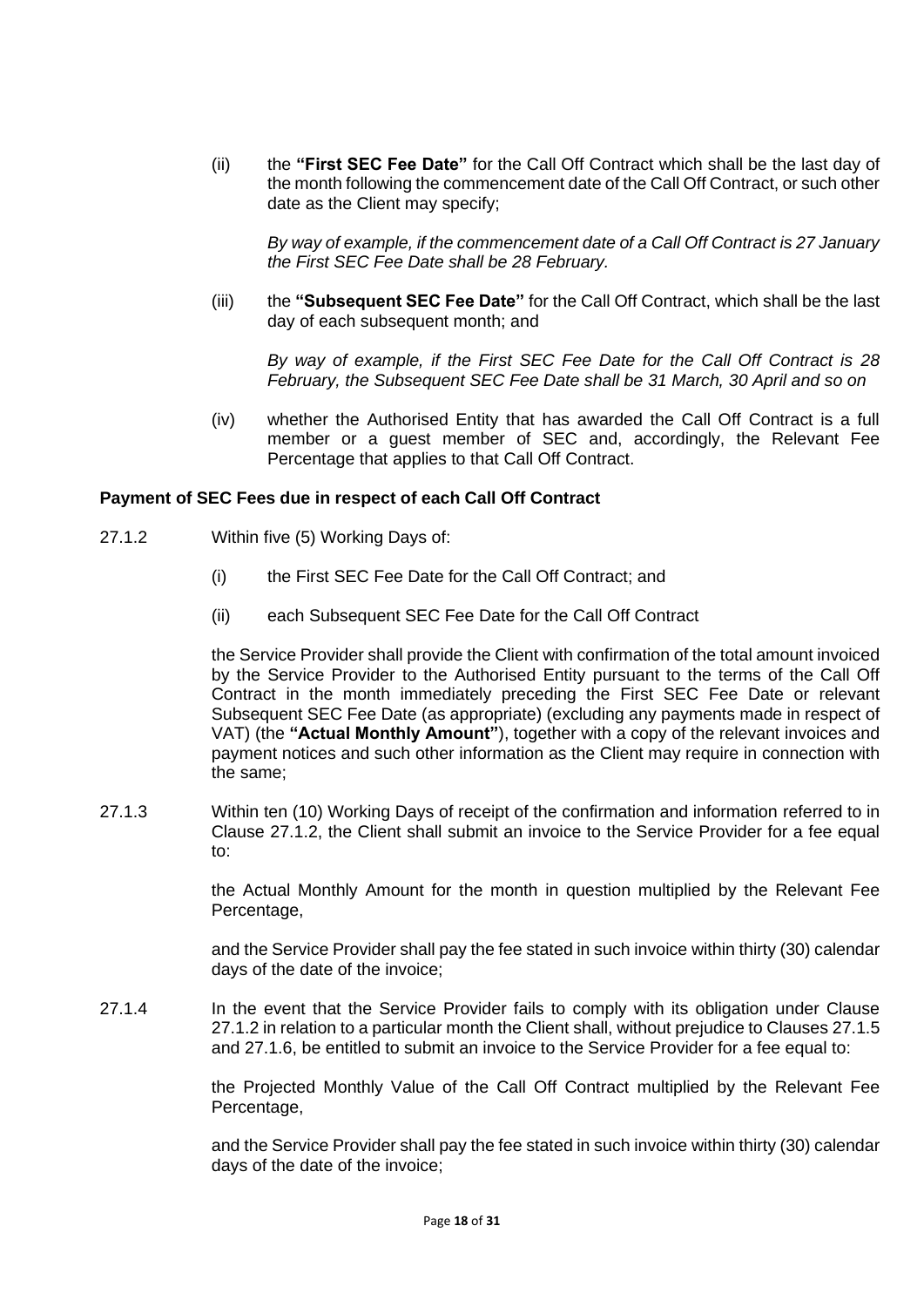(ii) the **"First SEC Fee Date"** for the Call Off Contract which shall be the last day of the month following the commencement date of the Call Off Contract, or such other date as the Client may specify;

*By way of example, if the commencement date of a Call Off Contract is 27 January the First SEC Fee Date shall be 28 February.*

(iii) the **"Subsequent SEC Fee Date"** for the Call Off Contract, which shall be the last day of each subsequent month; and

*By way of example, if the First SEC Fee Date for the Call Off Contract is 28 February, the Subsequent SEC Fee Date shall be 31 March, 30 April and so on*

(iv) whether the Authorised Entity that has awarded the Call Off Contract is a full member or a guest member of SEC and, accordingly, the Relevant Fee Percentage that applies to that Call Off Contract.

**Payment of SEC Fees due in respect of each Call Off Contract**

27.1.2 Within five (5) Working Days of:

(i) the First SEC Fee Date for the Call Off Contract; and

(ii) each Subsequent SEC Fee Date for the Call Off Contract

the Service Provider shall provide the Client with confirmation of the total amount invoiced by the Service Provider to the Authorised Entity pursuant to the terms of the Call Off Contract in the month immediately preceding the First SEC Fee Date or relevant Subsequent SEC Fee Date (as appropriate) (excluding any payments made in respect of VAT) (the **"Actual Monthly Amount"**), together with a copy of the relevant invoices and payment notices and such other information as the Client may require in connection with the same;

27.1.3 Within ten (10) Working Days of receipt of the confirmation and information referred to in Clause 27.1.2, the Client shall submit an invoice to the Service Provider for a fee equal to:

the Actual Monthly Amount for the month in question multiplied by the Relevant Fee Percentage,

and the Service Provider shall pay the fee stated in such invoice within thirty (30) calendar days of the date of the invoice;

27.1.4 In the event that the Service Provider fails to comply with its obligation under Clause 27.1.2 in relation to a particular month the Client shall, without prejudice to Clauses 27.1.5 and 27.1.6, be entitled to submit an invoice to the Service Provider for a fee equal to:

the Projected Monthly Value of the Call Off Contract multiplied by the Relevant Fee Percentage,

and the Service Provider shall pay the fee stated in such invoice within thirty (30) calendar days of the date of the invoice;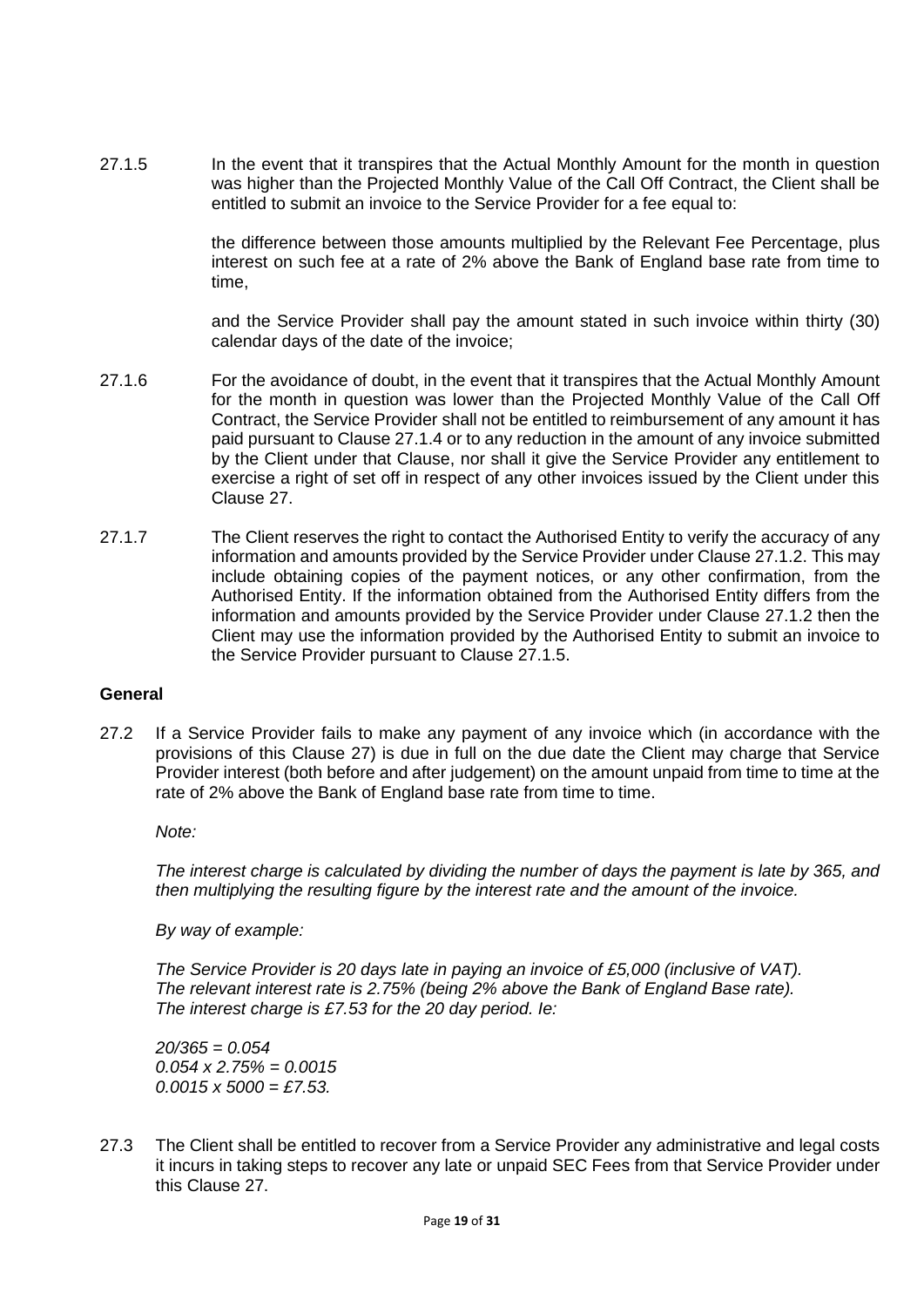27.1.5 In the event that it transpires that the Actual Monthly Amount for the month in question was higher than the Projected Monthly Value of the Call Off Contract, the Client shall be entitled to submit an invoice to the Service Provider for a fee equal to:

the difference between those amounts multiplied by the Relevant Fee Percentage, plus interest on such fee at a rate of 2% above the Bank of England base rate from time to time,

and the Service Provider shall pay the amount stated in such invoice within thirty (30) calendar days of the date of the invoice;

27.1.6 For the avoidance of doubt, in the event that it transpires that the Actual Monthly Amount for the month in question was lower than the Projected Monthly Value of the Call Off Contract, the Service Provider shall not be entitled to reimbursement of any amount it has paid pursuant to Clause 27.1.4 or to any reduction in the amount of any invoice submitted by the Client under that Clause, nor shall it give the Service Provider any entitlement to exercise a right of set off in respect of any other invoices issued by the Client under this Clause 27.

27.1.7 The Client reserves the right to contact the Authorised Entity to verify the accuracy of any information and amounts provided by the Service Provider under Clause 27.1.2. This may include obtaining copies of the payment notices, or any other confirmation, from the Authorised Entity. If the information obtained from the Authorised Entity differs from the information and amounts provided by the Service Provider under Clause 27.1.2 then the Client may use the information provided by the Authorised Entity to submit an invoice to the Service Provider pursuant to Clause 27.1.5.

**General**

27.2 If a Service Provider fails to make any payment of any invoice which (in accordance with the provisions of this Clause 27) is due in full on the due date the Client may charge that Service Provider interest (both before and after judgement) on the amount unpaid from time to time at the rate of 2% above the Bank of England base rate from time to time.

*Note:*

*The interest charge is calculated by dividing the number of days the payment is late by 365, and then multiplying the resulting figure by the interest rate and the amount of the invoice.*

*By way of example:*

*The Service Provider is 20 days late in paying an invoice of £5,000 (inclusive of VAT).*
*The relevant interest rate is 2.75% (being 2% above the Bank of England Base rate).*
*The interest charge is £7.53 for the 20 day period. Ie:*

*20/365 = 0.054*
*0.054 x 2.75% = 0.0015*
*0.0015 x 5000 = £7.53.*

27.3 The Client shall be entitled to recover from a Service Provider any administrative and legal costs it incurs in taking steps to recover any late or unpaid SEC Fees from that Service Provider under this Clause 27.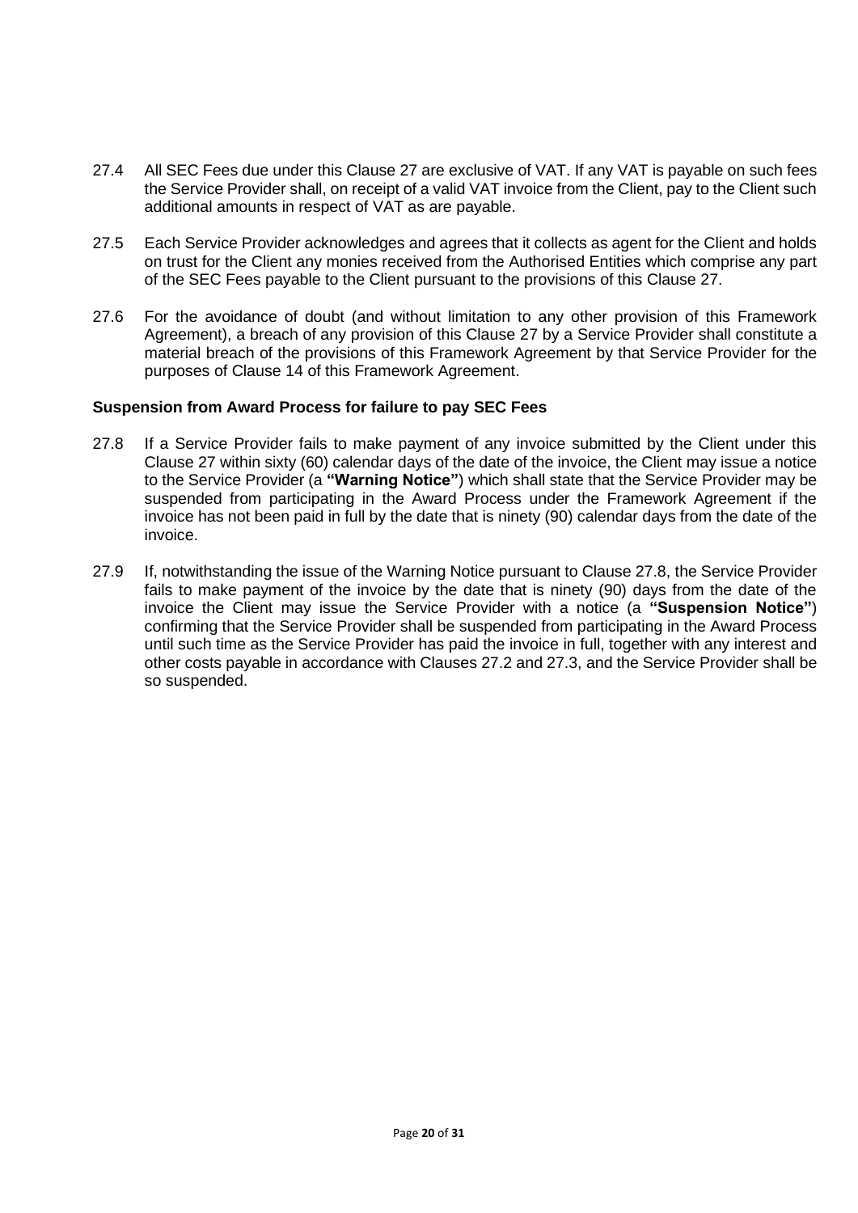27.4 All SEC Fees due under this Clause 27 are exclusive of VAT. If any VAT is payable on such fees the Service Provider shall, on receipt of a valid VAT invoice from the Client, pay to the Client such additional amounts in respect of VAT as are payable.

27.5 Each Service Provider acknowledges and agrees that it collects as agent for the Client and holds on trust for the Client any monies received from the Authorised Entities which comprise any part of the SEC Fees payable to the Client pursuant to the provisions of this Clause 27.

27.6 For the avoidance of doubt (and without limitation to any other provision of this Framework Agreement), a breach of any provision of this Clause 27 by a Service Provider shall constitute a material breach of the provisions of this Framework Agreement by that Service Provider for the purposes of Clause 14 of this Framework Agreement.

**Suspension from Award Process for failure to pay SEC Fees**

27.8 If a Service Provider fails to make payment of any invoice submitted by the Client under this Clause 27 within sixty (60) calendar days of the date of the invoice, the Client may issue a notice to the Service Provider (a **"Warning Notice"**) which shall state that the Service Provider may be suspended from participating in the Award Process under the Framework Agreement if the invoice has not been paid in full by the date that is ninety (90) calendar days from the date of the invoice.

27.9 If, notwithstanding the issue of the Warning Notice pursuant to Clause 27.8, the Service Provider fails to make payment of the invoice by the date that is ninety (90) days from the date of the invoice the Client may issue the Service Provider with a notice (a **"Suspension Notice"**) confirming that the Service Provider shall be suspended from participating in the Award Process until such time as the Service Provider has paid the invoice in full, together with any interest and other costs payable in accordance with Clauses 27.2 and 27.3, and the Service Provider shall be so suspended.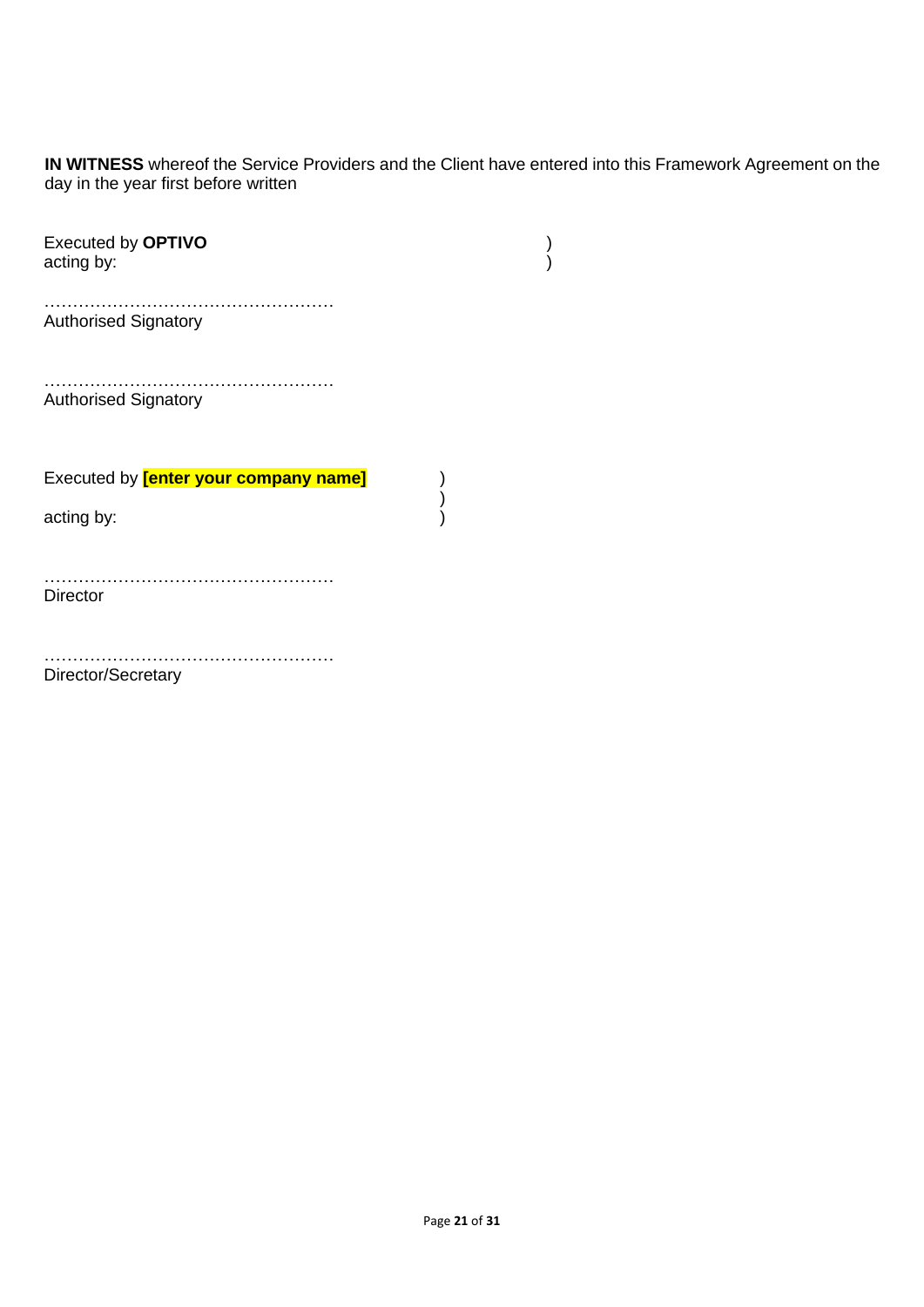**IN WITNESS** whereof the Service Providers and the Client have entered into this Framework Agreement on the day in the year first before written

Executed by **OPTIVO** )
acting by: )

……………………………………………
Authorised Signatory

……………………………………………
Authorised Signatory

Executed by **[enter your company name]** )
)
acting by: )

……………………………………………
Director

……………………………………………
Director/Secretary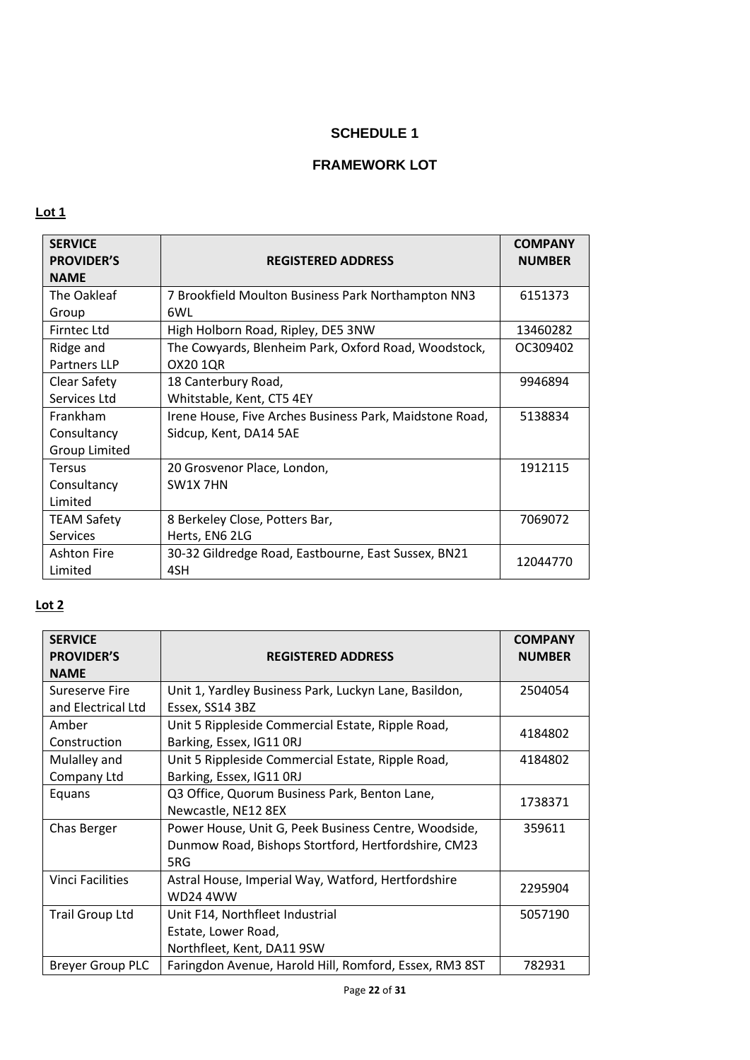## SCHEDULE 1

### FRAMEWORK LOT

**Lot 1**

| SERVICE PROVIDER'S NAME | REGISTERED ADDRESS | COMPANY NUMBER |
|---|---|---|
| The Oakleaf Group | 7 Brookfield Moulton Business Park Northampton NN3 6WL | 6151373 |
| Firntec Ltd | High Holborn Road, Ripley, DE5 3NW | 13460282 |
| Ridge and Partners LLP | The Cowyards, Blenheim Park, Oxford Road, Woodstock, OX20 1QR | OC309402 |
| Clear Safety Services Ltd | 18 Canterbury Road, Whitstable, Kent, CT5 4EY | 9946894 |
| Frankham Consultancy Group Limited | Irene House, Five Arches Business Park, Maidstone Road, Sidcup, Kent, DA14 5AE | 5138834 |
| Tersus Consultancy Limited | 20 Grosvenor Place, London, SW1X 7HN | 1912115 |
| TEAM Safety Services | 8 Berkeley Close, Potters Bar, Herts, EN6 2LG | 7069072 |
| Ashton Fire Limited | 30-32 Gildredge Road, Eastbourne, East Sussex, BN21 4SH | 12044770 |

**Lot 2**

| SERVICE PROVIDER'S NAME | REGISTERED ADDRESS | COMPANY NUMBER |
|---|---|---|
| Sureserve Fire and Electrical Ltd | Unit 1, Yardley Business Park, Luckyn Lane, Basildon, Essex, SS14 3BZ | 2504054 |
| Amber Construction | Unit 5 Rippleside Commercial Estate, Ripple Road, Barking, Essex, IG11 0RJ | 4184802 |
| Mulalley and Company Ltd | Unit 5 Rippleside Commercial Estate, Ripple Road, Barking, Essex, IG11 0RJ | 4184802 |
| Equans | Q3 Office, Quorum Business Park, Benton Lane, Newcastle, NE12 8EX | 1738371 |
| Chas Berger | Power House, Unit G, Peek Business Centre, Woodside, Dunmow Road, Bishops Stortford, Hertfordshire, CM23 5RG | 359611 |
| Vinci Facilities | Astral House, Imperial Way, Watford, Hertfordshire WD24 4WW | 2295904 |
| Trail Group Ltd | Unit F14, Northfleet Industrial Estate, Lower Road, Northfleet, Kent, DA11 9SW | 5057190 |
| Breyer Group PLC | Faringdon Avenue, Harold Hill, Romford, Essex, RM3 8ST | 782931 |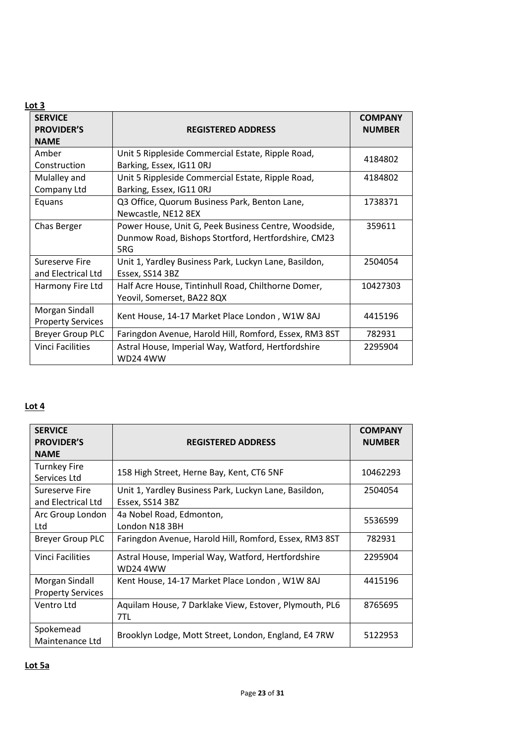**Lot 3**

| SERVICE PROVIDER'S NAME | REGISTERED ADDRESS | COMPANY NUMBER |
|---|---|---|
| Amber Construction | Unit 5 Rippleside Commercial Estate, Ripple Road, Barking, Essex, IG11 0RJ | 4184802 |
| Mulalley and Company Ltd | Unit 5 Rippleside Commercial Estate, Ripple Road, Barking, Essex, IG11 0RJ | 4184802 |
| Equans | Q3 Office, Quorum Business Park, Benton Lane, Newcastle, NE12 8EX | 1738371 |
| Chas Berger | Power House, Unit G, Peek Business Centre, Woodside, Dunmow Road, Bishops Stortford, Hertfordshire, CM23 5RG | 359611 |
| Sureserve Fire and Electrical Ltd | Unit 1, Yardley Business Park, Luckyn Lane, Basildon, Essex, SS14 3BZ | 2504054 |
| Harmony Fire Ltd | Half Acre House, Tintinhull Road, Chilthorne Domer, Yeovil, Somerset, BA22 8QX | 10427303 |
| Morgan Sindall Property Services | Kent House, 14-17 Market Place London , W1W 8AJ | 4415196 |
| Breyer Group PLC | Faringdon Avenue, Harold Hill, Romford, Essex, RM3 8ST | 782931 |
| Vinci Facilities | Astral House, Imperial Way, Watford, Hertfordshire WD24 4WW | 2295904 |

**Lot 4**

| SERVICE PROVIDER'S NAME | REGISTERED ADDRESS | COMPANY NUMBER |
|---|---|---|
| Turnkey Fire Services Ltd | 158 High Street, Herne Bay, Kent, CT6 5NF | 10462293 |
| Sureserve Fire and Electrical Ltd | Unit 1, Yardley Business Park, Luckyn Lane, Basildon, Essex, SS14 3BZ | 2504054 |
| Arc Group London Ltd | 4a Nobel Road, Edmonton, London N18 3BH | 5536599 |
| Breyer Group PLC | Faringdon Avenue, Harold Hill, Romford, Essex, RM3 8ST | 782931 |
| Vinci Facilities | Astral House, Imperial Way, Watford, Hertfordshire WD24 4WW | 2295904 |
| Morgan Sindall Property Services | Kent House, 14-17 Market Place London , W1W 8AJ | 4415196 |
| Ventro Ltd | Aquilam House, 7 Darklake View, Estover, Plymouth, PL6 7TL | 8765695 |
| Spokemead Maintenance Ltd | Brooklyn Lodge, Mott Street, London, England, E4 7RW | 5122953 |

**Lot 5a**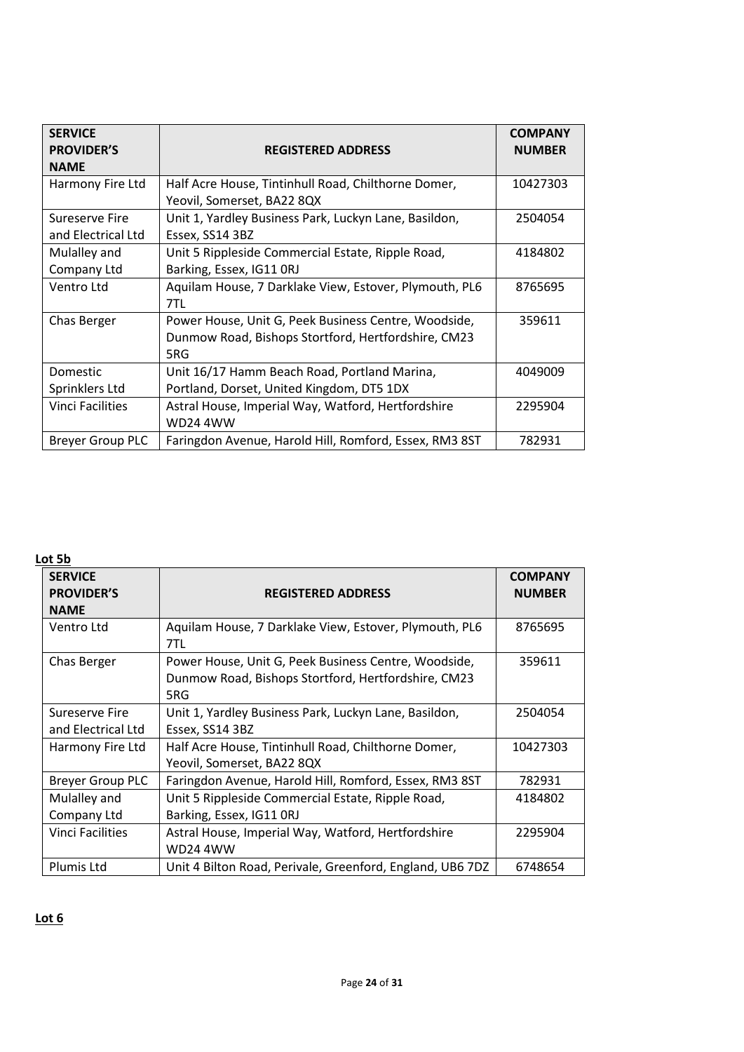| SERVICE PROVIDER'S NAME | REGISTERED ADDRESS | COMPANY NUMBER |
|---|---|---|
| Harmony Fire Ltd | Half Acre House, Tintinhull Road, Chilthorne Domer, Yeovil, Somerset, BA22 8QX | 10427303 |
| Sureserve Fire and Electrical Ltd | Unit 1, Yardley Business Park, Luckyn Lane, Basildon, Essex, SS14 3BZ | 2504054 |
| Mulalley and Company Ltd | Unit 5 Rippleside Commercial Estate, Ripple Road, Barking, Essex, IG11 0RJ | 4184802 |
| Ventro Ltd | Aquilam House, 7 Darklake View, Estover, Plymouth, PL6 7TL | 8765695 |
| Chas Berger | Power House, Unit G, Peek Business Centre, Woodside, Dunmow Road, Bishops Stortford, Hertfordshire, CM23 5RG | 359611 |
| Domestic Sprinklers Ltd | Unit 16/17 Hamm Beach Road, Portland Marina, Portland, Dorset, United Kingdom, DT5 1DX | 4049009 |
| Vinci Facilities | Astral House, Imperial Way, Watford, Hertfordshire WD24 4WW | 2295904 |
| Breyer Group PLC | Faringdon Avenue, Harold Hill, Romford, Essex, RM3 8ST | 782931 |

**Lot 5b**

| SERVICE PROVIDER'S NAME | REGISTERED ADDRESS | COMPANY NUMBER |
|---|---|---|
| Ventro Ltd | Aquilam House, 7 Darklake View, Estover, Plymouth, PL6 7TL | 8765695 |
| Chas Berger | Power House, Unit G, Peek Business Centre, Woodside, Dunmow Road, Bishops Stortford, Hertfordshire, CM23 5RG | 359611 |
| Sureserve Fire and Electrical Ltd | Unit 1, Yardley Business Park, Luckyn Lane, Basildon, Essex, SS14 3BZ | 2504054 |
| Harmony Fire Ltd | Half Acre House, Tintinhull Road, Chilthorne Domer, Yeovil, Somerset, BA22 8QX | 10427303 |
| Breyer Group PLC | Faringdon Avenue, Harold Hill, Romford, Essex, RM3 8ST | 782931 |
| Mulalley and Company Ltd | Unit 5 Rippleside Commercial Estate, Ripple Road, Barking, Essex, IG11 0RJ | 4184802 |
| Vinci Facilities | Astral House, Imperial Way, Watford, Hertfordshire WD24 4WW | 2295904 |
| Plumis Ltd | Unit 4 Bilton Road, Perivale, Greenford, England, UB6 7DZ | 6748654 |

**Lot 6**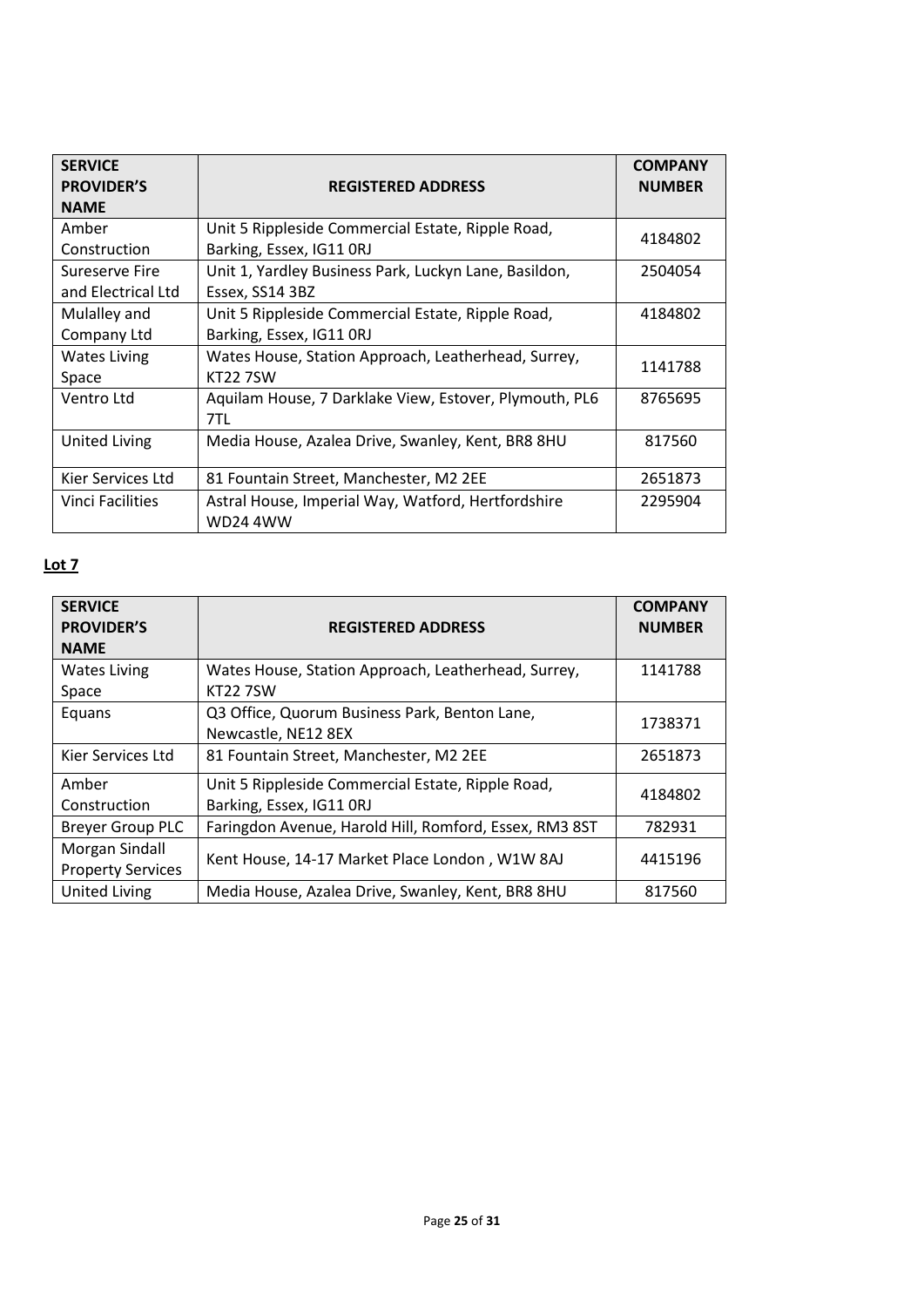| SERVICE PROVIDER'S NAME | REGISTERED ADDRESS | COMPANY NUMBER |
|---|---|---|
| Amber Construction | Unit 5 Rippleside Commercial Estate, Ripple Road, Barking, Essex, IG11 0RJ | 4184802 |
| Sureserve Fire and Electrical Ltd | Unit 1, Yardley Business Park, Luckyn Lane, Basildon, Essex, SS14 3BZ | 2504054 |
| Mulalley and Company Ltd | Unit 5 Rippleside Commercial Estate, Ripple Road, Barking, Essex, IG11 0RJ | 4184802 |
| Wates Living Space | Wates House, Station Approach, Leatherhead, Surrey, KT22 7SW | 1141788 |
| Ventro Ltd | Aquilam House, 7 Darklake View, Estover, Plymouth, PL6 7TL | 8765695 |
| United Living | Media House, Azalea Drive, Swanley, Kent, BR8 8HU | 817560 |
| Kier Services Ltd | 81 Fountain Street, Manchester, M2 2EE | 2651873 |
| Vinci Facilities | Astral House, Imperial Way, Watford, Hertfordshire WD24 4WW | 2295904 |

**Lot 7**

| SERVICE PROVIDER'S NAME | REGISTERED ADDRESS | COMPANY NUMBER |
|---|---|---|
| Wates Living Space | Wates House, Station Approach, Leatherhead, Surrey, KT22 7SW | 1141788 |
| Equans | Q3 Office, Quorum Business Park, Benton Lane, Newcastle, NE12 8EX | 1738371 |
| Kier Services Ltd | 81 Fountain Street, Manchester, M2 2EE | 2651873 |
| Amber Construction | Unit 5 Rippleside Commercial Estate, Ripple Road, Barking, Essex, IG11 0RJ | 4184802 |
| Breyer Group PLC | Faringdon Avenue, Harold Hill, Romford, Essex, RM3 8ST | 782931 |
| Morgan Sindall Property Services | Kent House, 14-17 Market Place London , W1W 8AJ | 4415196 |
| United Living | Media House, Azalea Drive, Swanley, Kent, BR8 8HU | 817560 |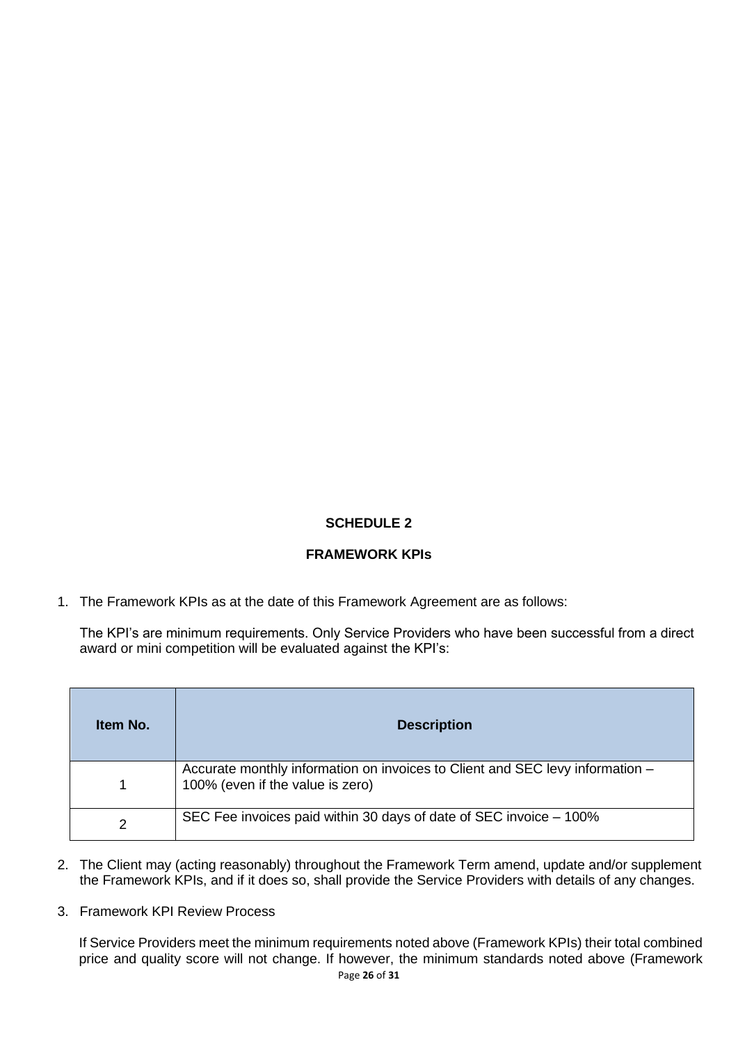# SCHEDULE 2

## FRAMEWORK KPIs

1. The Framework KPIs as at the date of this Framework Agreement are as follows:

   The KPI's are minimum requirements. Only Service Providers who have been successful from a direct award or mini competition will be evaluated against the KPI's:

| Item No. | Description |
|---|---|
| 1 | Accurate monthly information on invoices to Client and SEC levy information – 100% (even if the value is zero) |
| 2 | SEC Fee invoices paid within 30 days of date of SEC invoice – 100% |

2. The Client may (acting reasonably) throughout the Framework Term amend, update and/or supplement the Framework KPIs, and if it does so, shall provide the Service Providers with details of any changes.

3. Framework KPI Review Process

   If Service Providers meet the minimum requirements noted above (Framework KPIs) their total combined price and quality score will not change. If however, the minimum standards noted above (Framework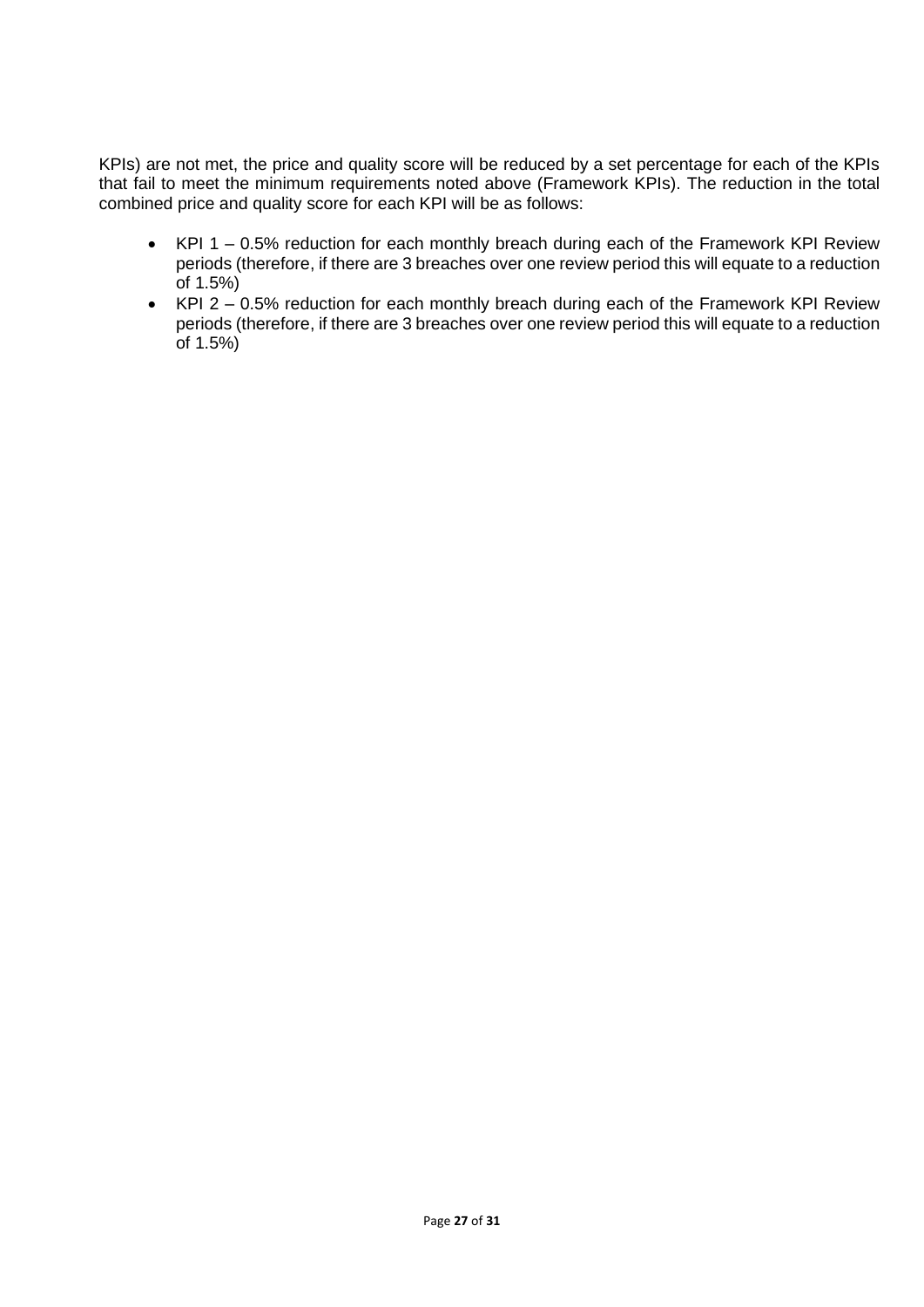KPIs) are not met, the price and quality score will be reduced by a set percentage for each of the KPIs that fail to meet the minimum requirements noted above (Framework KPIs). The reduction in the total combined price and quality score for each KPI will be as follows:

- KPI 1 – 0.5% reduction for each monthly breach during each of the Framework KPI Review periods (therefore, if there are 3 breaches over one review period this will equate to a reduction of 1.5%)
- KPI 2 – 0.5% reduction for each monthly breach during each of the Framework KPI Review periods (therefore, if there are 3 breaches over one review period this will equate to a reduction of 1.5%)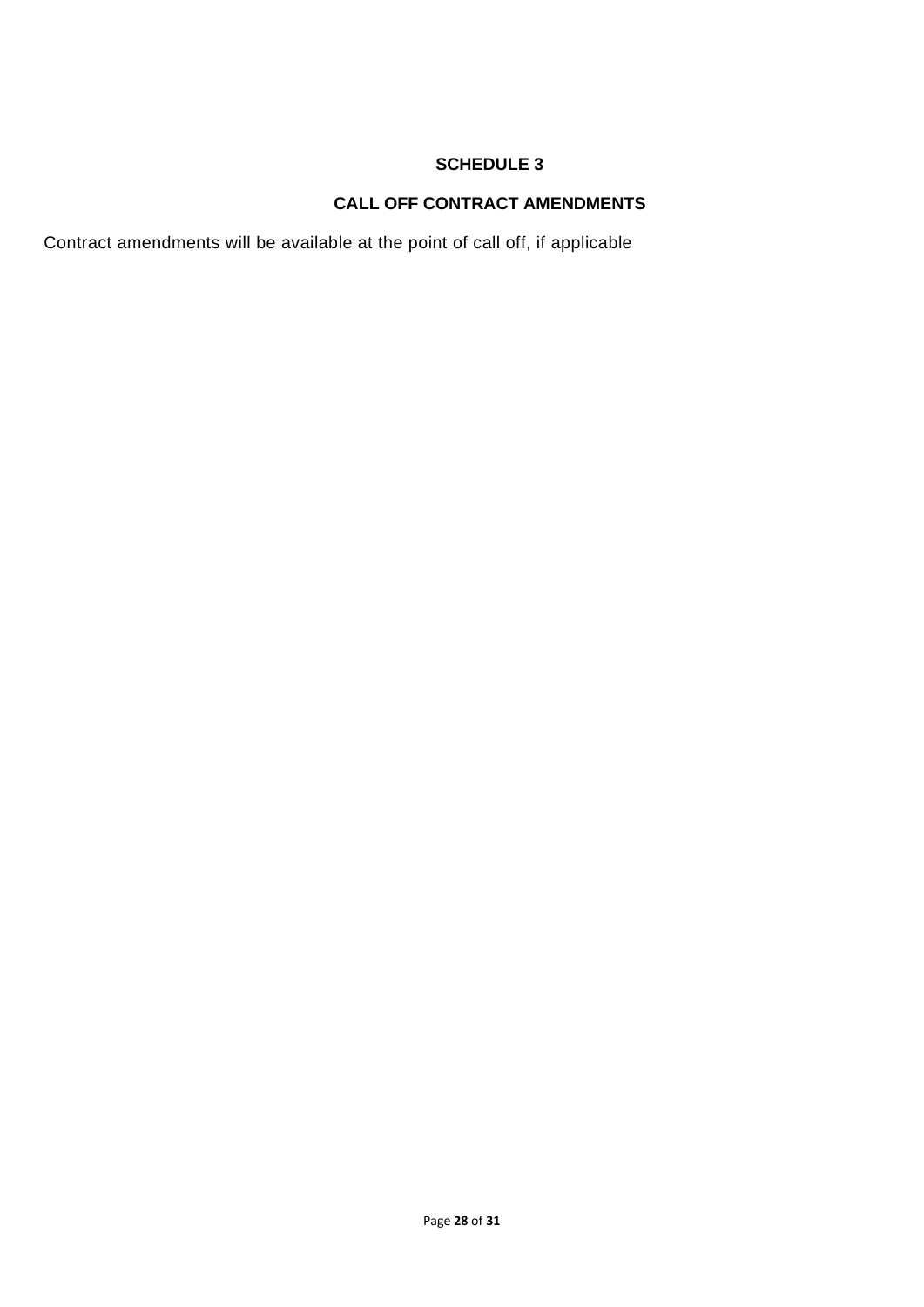# SCHEDULE 3

## CALL OFF CONTRACT AMENDMENTS

Contract amendments will be available at the point of call off, if applicable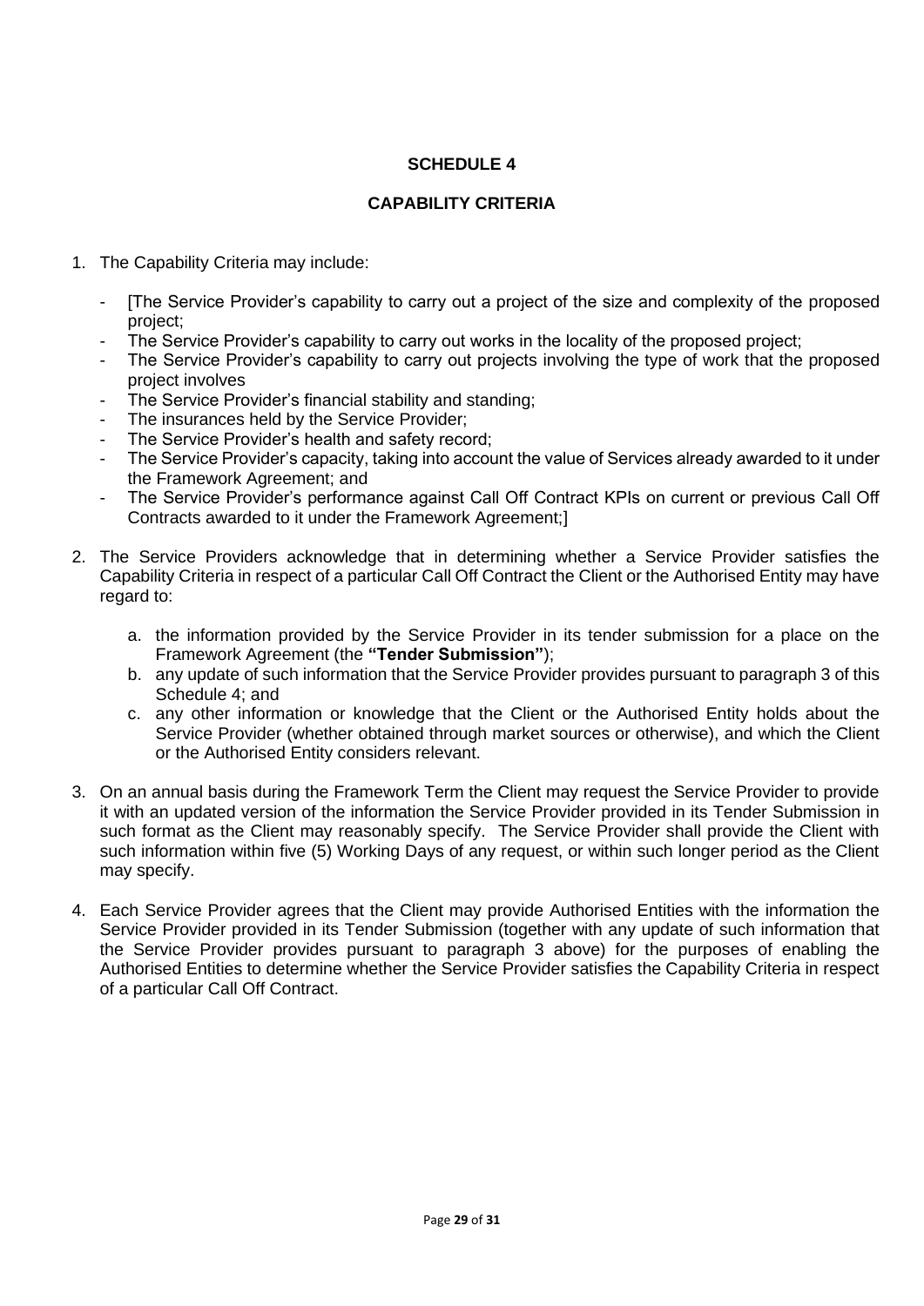# SCHEDULE 4

## CAPABILITY CRITERIA

1. The Capability Criteria may include:

   - [The Service Provider's capability to carry out a project of the size and complexity of the proposed project;
   - The Service Provider's capability to carry out works in the locality of the proposed project;
   - The Service Provider's capability to carry out projects involving the type of work that the proposed project involves
   - The Service Provider's financial stability and standing;
   - The insurances held by the Service Provider;
   - The Service Provider's health and safety record;
   - The Service Provider's capacity, taking into account the value of Services already awarded to it under the Framework Agreement; and
   - The Service Provider's performance against Call Off Contract KPIs on current or previous Call Off Contracts awarded to it under the Framework Agreement;]

2. The Service Providers acknowledge that in determining whether a Service Provider satisfies the Capability Criteria in respect of a particular Call Off Contract the Client or the Authorised Entity may have regard to:

   a. the information provided by the Service Provider in its tender submission for a place on the Framework Agreement (the **"Tender Submission"**);
   b. any update of such information that the Service Provider provides pursuant to paragraph 3 of this Schedule 4; and
   c. any other information or knowledge that the Client or the Authorised Entity holds about the Service Provider (whether obtained through market sources or otherwise), and which the Client or the Authorised Entity considers relevant.

3. On an annual basis during the Framework Term the Client may request the Service Provider to provide it with an updated version of the information the Service Provider provided in its Tender Submission in such format as the Client may reasonably specify. The Service Provider shall provide the Client with such information within five (5) Working Days of any request, or within such longer period as the Client may specify.

4. Each Service Provider agrees that the Client may provide Authorised Entities with the information the Service Provider provided in its Tender Submission (together with any update of such information that the Service Provider provides pursuant to paragraph 3 above) for the purposes of enabling the Authorised Entities to determine whether the Service Provider satisfies the Capability Criteria in respect of a particular Call Off Contract.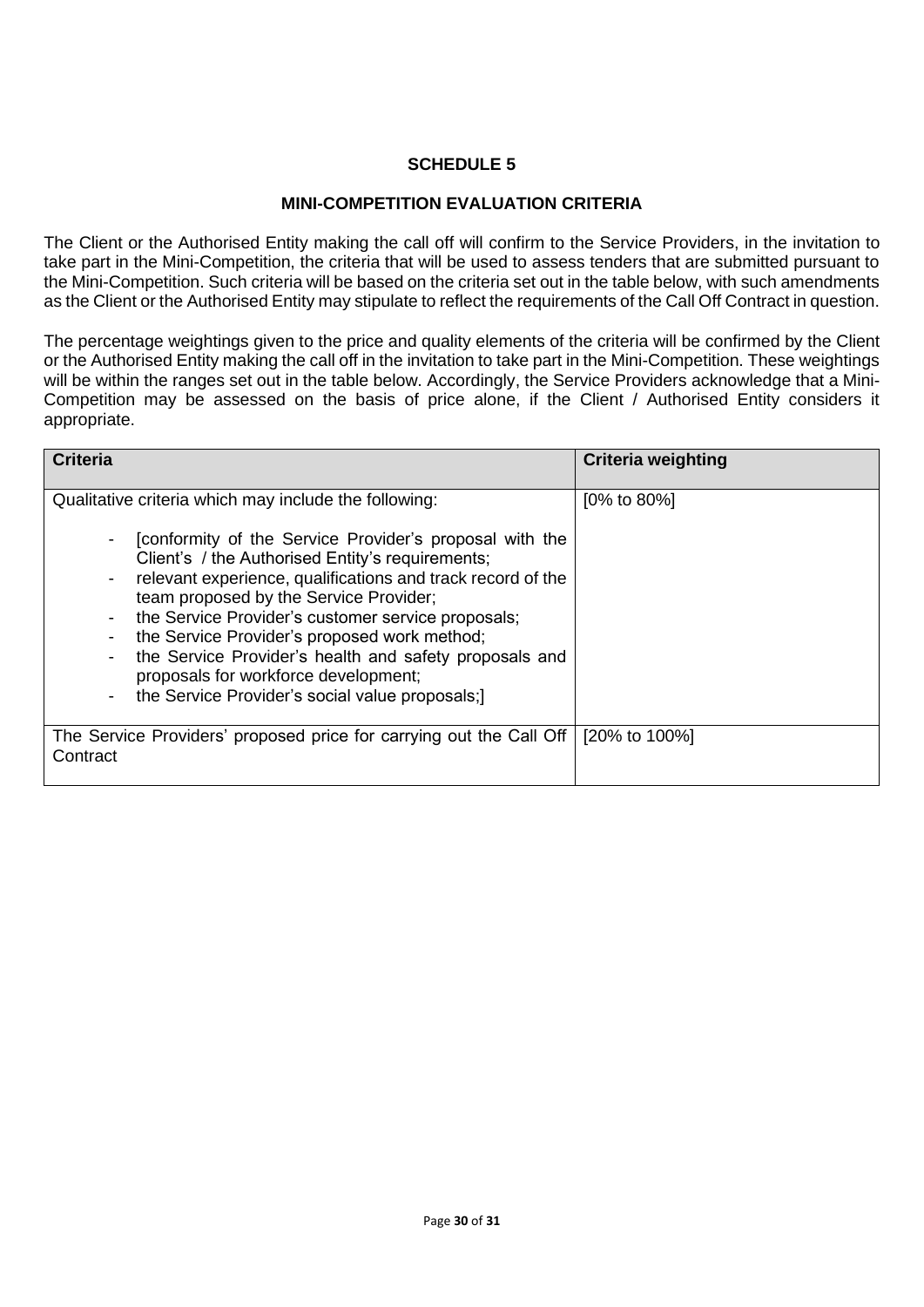# SCHEDULE 5

## MINI-COMPETITION EVALUATION CRITERIA

The Client or the Authorised Entity making the call off will confirm to the Service Providers, in the invitation to take part in the Mini-Competition, the criteria that will be used to assess tenders that are submitted pursuant to the Mini-Competition. Such criteria will be based on the criteria set out in the table below, with such amendments as the Client or the Authorised Entity may stipulate to reflect the requirements of the Call Off Contract in question.

The percentage weightings given to the price and quality elements of the criteria will be confirmed by the Client or the Authorised Entity making the call off in the invitation to take part in the Mini-Competition. These weightings will be within the ranges set out in the table below. Accordingly, the Service Providers acknowledge that a Mini-Competition may be assessed on the basis of price alone, if the Client / Authorised Entity considers it appropriate.

| Criteria | Criteria weighting |
|---|---|
| Qualitative criteria which may include the following:<br><br>- [conformity of the Service Provider's proposal with the Client's / the Authorised Entity's requirements;<br>- relevant experience, qualifications and track record of the team proposed by the Service Provider;<br>- the Service Provider's customer service proposals;<br>- the Service Provider's proposed work method;<br>- the Service Provider's health and safety proposals and proposals for workforce development;<br>- the Service Provider's social value proposals;] | [0% to 80%] |
| The Service Providers' proposed price for carrying out the Call Off Contract | [20% to 100%] |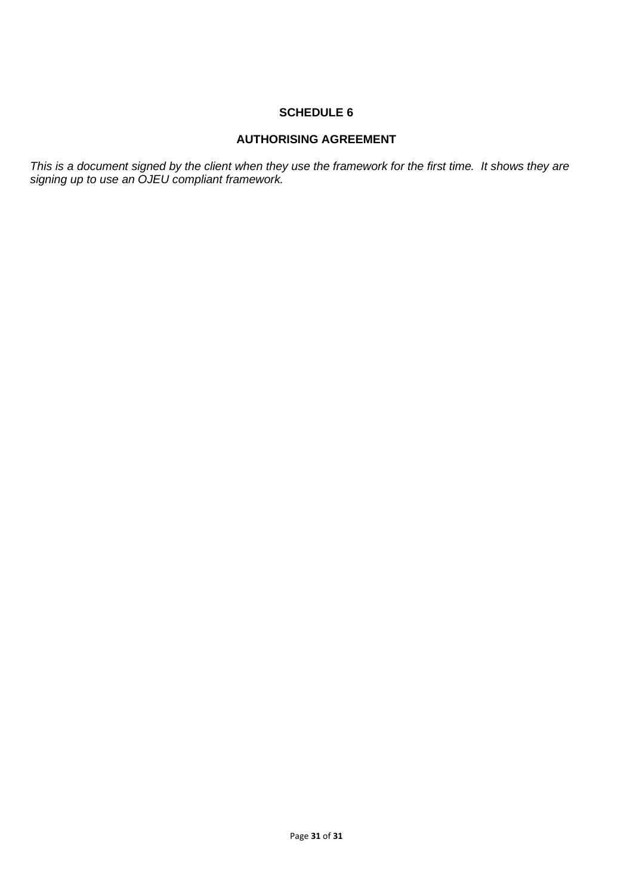## SCHEDULE 6

## AUTHORISING AGREEMENT

*This is a document signed by the client when they use the framework for the first time. It shows they are signing up to use an OJEU compliant framework.*